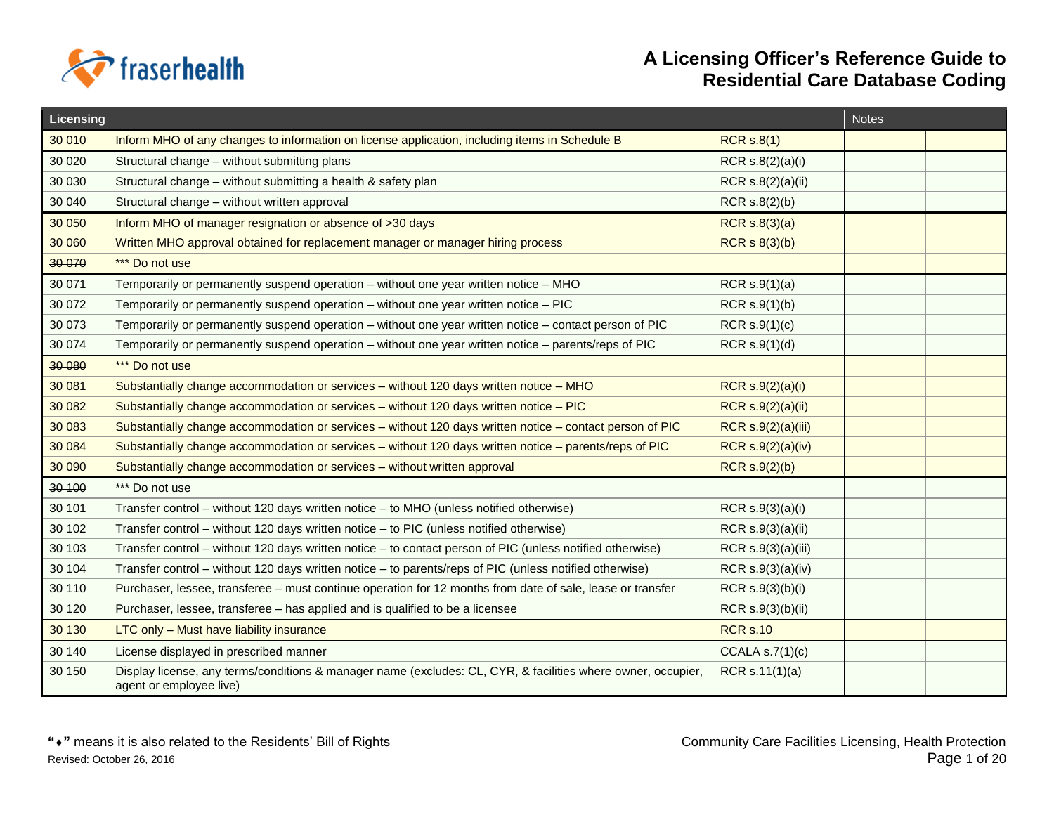# A Licensing Officer's Reference Guide to Residential Care Database Coding

| Licensing | | | Notes | |
|---|---|---|---|---|
| 30 010 | Inform MHO of any changes to information on license application, including items in Schedule B | RCR s.8(1) | | |
| 30 020 | Structural change – without submitting plans | RCR s.8(2)(a)(i) | | |
| 30 030 | Structural change – without submitting a health & safety plan | RCR s.8(2)(a)(ii) | | |
| 30 040 | Structural change – without written approval | RCR s.8(2)(b) | | |
| 30 050 | Inform MHO of manager resignation or absence of >30 days | RCR s.8(3)(a) | | |
| 30 060 | Written MHO approval obtained for replacement manager or manager hiring process | RCR s 8(3)(b) | | |
| ~~30 070~~ | *** Do not use | | | |
| 30 071 | Temporarily or permanently suspend operation – without one year written notice – MHO | RCR s.9(1)(a) | | |
| 30 072 | Temporarily or permanently suspend operation – without one year written notice – PIC | RCR s.9(1)(b) | | |
| 30 073 | Temporarily or permanently suspend operation – without one year written notice – contact person of PIC | RCR s.9(1)(c) | | |
| 30 074 | Temporarily or permanently suspend operation – without one year written notice – parents/reps of PIC | RCR s.9(1)(d) | | |
| ~~30 080~~ | *** Do not use | | | |
| 30 081 | Substantially change accommodation or services – without 120 days written notice – MHO | RCR s.9(2)(a)(i) | | |
| 30 082 | Substantially change accommodation or services – without 120 days written notice – PIC | RCR s.9(2)(a)(ii) | | |
| 30 083 | Substantially change accommodation or services – without 120 days written notice – contact person of PIC | RCR s.9(2)(a)(iii) | | |
| 30 084 | Substantially change accommodation or services – without 120 days written notice – parents/reps of PIC | RCR s.9(2)(a)(iv) | | |
| 30 090 | Substantially change accommodation or services – without written approval | RCR s.9(2)(b) | | |
| ~~30 100~~ | *** Do not use | | | |
| 30 101 | Transfer control – without 120 days written notice – to MHO (unless notified otherwise) | RCR s.9(3)(a)(i) | | |
| 30 102 | Transfer control – without 120 days written notice – to PIC (unless notified otherwise) | RCR s.9(3)(a)(ii) | | |
| 30 103 | Transfer control – without 120 days written notice – to contact person of PIC (unless notified otherwise) | RCR s.9(3)(a)(iii) | | |
| 30 104 | Transfer control – without 120 days written notice – to parents/reps of PIC (unless notified otherwise) | RCR s.9(3)(a)(iv) | | |
| 30 110 | Purchaser, lessee, transferee – must continue operation for 12 months from date of sale, lease or transfer | RCR s.9(3)(b)(i) | | |
| 30 120 | Purchaser, lessee, transferee – has applied and is qualified to be a licensee | RCR s.9(3)(b)(ii) | | |
| 30 130 | LTC only – Must have liability insurance | RCR s.10 | | |
| 30 140 | License displayed in prescribed manner | CCALA s.7(1)(c) | | |
| 30 150 | Display license, any terms/conditions & manager name (excludes: CL, CYR, & facilities where owner, occupier, agent or employee live) | RCR s.11(1)(a) | | |

"⬧" means it is also related to the Residents' Bill of Rights

Revised: October 26, 2016

Community Care Facilities Licensing, Health Protection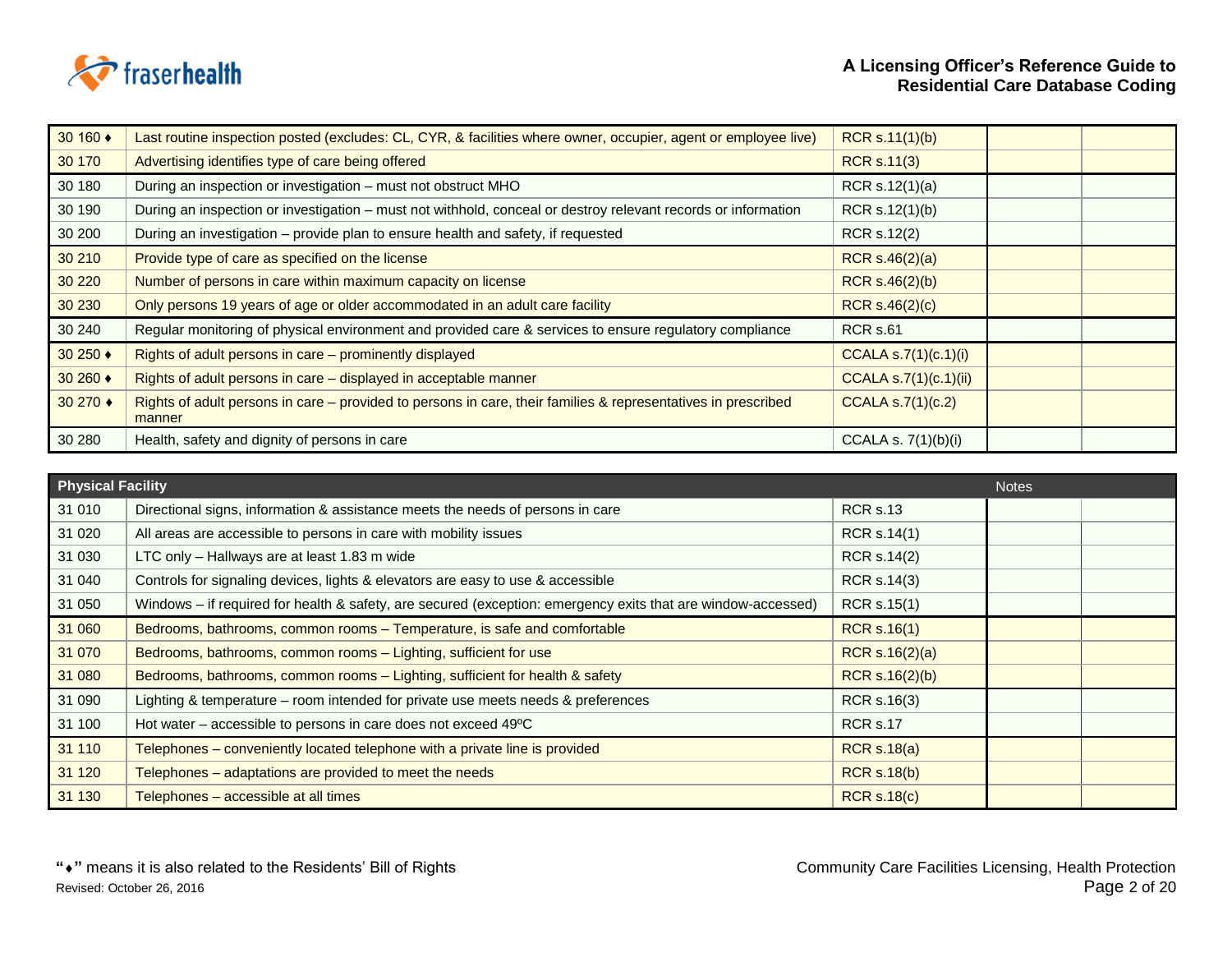| | | | | |
|---|---|---|---|---|
| 30 160 ♦ | Last routine inspection posted (excludes: CL, CYR, & facilities where owner, occupier, agent or employee live) | RCR s.11(1)(b) | | |
| 30 170 | Advertising identifies type of care being offered | RCR s.11(3) | | |
| 30 180 | During an inspection or investigation – must not obstruct MHO | RCR s.12(1)(a) | | |
| 30 190 | During an inspection or investigation – must not withhold, conceal or destroy relevant records or information | RCR s.12(1)(b) | | |
| 30 200 | During an investigation – provide plan to ensure health and safety, if requested | RCR s.12(2) | | |
| 30 210 | Provide type of care as specified on the license | RCR s.46(2)(a) | | |
| 30 220 | Number of persons in care within maximum capacity on license | RCR s.46(2)(b) | | |
| 30 230 | Only persons 19 years of age or older accommodated in an adult care facility | RCR s.46(2)(c) | | |
| 30 240 | Regular monitoring of physical environment and provided care & services to ensure regulatory compliance | RCR s.61 | | |
| 30 250 ♦ | Rights of adult persons in care – prominently displayed | CCALA s.7(1)(c.1)(i) | | |
| 30 260 ♦ | Rights of adult persons in care – displayed in acceptable manner | CCALA s.7(1)(c.1)(ii) | | |
| 30 270 ♦ | Rights of adult persons in care – provided to persons in care, their families & representatives in prescribed manner | CCALA s.7(1)(c.2) | | |
| 30 280 | Health, safety and dignity of persons in care | CCALA s. 7(1)(b)(i) | | |

| **Physical Facility** | | | Notes | |
|---|---|---|---|---|
| 31 010 | Directional signs, information & assistance meets the needs of persons in care | RCR s.13 | | |
| 31 020 | All areas are accessible to persons in care with mobility issues | RCR s.14(1) | | |
| 31 030 | LTC only – Hallways are at least 1.83 m wide | RCR s.14(2) | | |
| 31 040 | Controls for signaling devices, lights & elevators are easy to use & accessible | RCR s.14(3) | | |
| 31 050 | Windows – if required for health & safety, are secured (exception: emergency exits that are window-accessed) | RCR s.15(1) | | |
| 31 060 | Bedrooms, bathrooms, common rooms – Temperature, is safe and comfortable | RCR s.16(1) | | |
| 31 070 | Bedrooms, bathrooms, common rooms – Lighting, sufficient for use | RCR s.16(2)(a) | | |
| 31 080 | Bedrooms, bathrooms, common rooms – Lighting, sufficient for health & safety | RCR s.16(2)(b) | | |
| 31 090 | Lighting & temperature – room intended for private use meets needs & preferences | RCR s.16(3) | | |
| 31 100 | Hot water – accessible to persons in care does not exceed 49ºC | RCR s.17 | | |
| 31 110 | Telephones – conveniently located telephone with a private line is provided | RCR s.18(a) | | |
| 31 120 | Telephones – adaptations are provided to meet the needs | RCR s.18(b) | | |
| 31 130 | Telephones – accessible at all times | RCR s.18(c) | | |

"♦" means it is also related to the Residents' Bill of Rights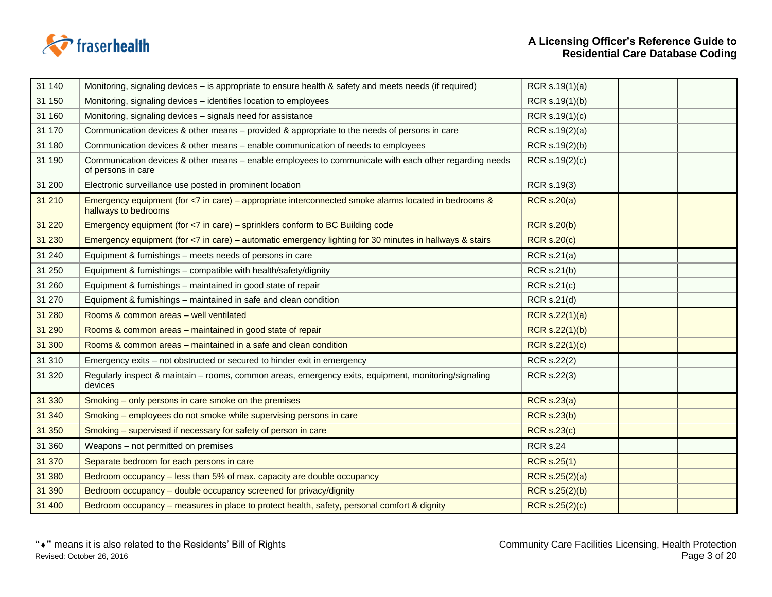| | | | | |
|---|---|---|---|---|
| 31 140 | Monitoring, signaling devices – is appropriate to ensure health & safety and meets needs (if required) | RCR s.19(1)(a) | | |
| 31 150 | Monitoring, signaling devices – identifies location to employees | RCR s.19(1)(b) | | |
| 31 160 | Monitoring, signaling devices – signals need for assistance | RCR s.19(1)(c) | | |
| 31 170 | Communication devices & other means – provided & appropriate to the needs of persons in care | RCR s.19(2)(a) | | |
| 31 180 | Communication devices & other means – enable communication of needs to employees | RCR s.19(2)(b) | | |
| 31 190 | Communication devices & other means – enable employees to communicate with each other regarding needs of persons in care | RCR s.19(2)(c) | | |
| 31 200 | Electronic surveillance use posted in prominent location | RCR s.19(3) | | |
| 31 210 | Emergency equipment (for <7 in care) – appropriate interconnected smoke alarms located in bedrooms & hallways to bedrooms | RCR s.20(a) | | |
| 31 220 | Emergency equipment (for <7 in care) – sprinklers conform to BC Building code | RCR s.20(b) | | |
| 31 230 | Emergency equipment (for <7 in care) – automatic emergency lighting for 30 minutes in hallways & stairs | RCR s.20(c) | | |
| 31 240 | Equipment & furnishings – meets needs of persons in care | RCR s.21(a) | | |
| 31 250 | Equipment & furnishings – compatible with health/safety/dignity | RCR s.21(b) | | |
| 31 260 | Equipment & furnishings – maintained in good state of repair | RCR s.21(c) | | |
| 31 270 | Equipment & furnishings – maintained in safe and clean condition | RCR s.21(d) | | |
| 31 280 | Rooms & common areas – well ventilated | RCR s.22(1)(a) | | |
| 31 290 | Rooms & common areas – maintained in good state of repair | RCR s.22(1)(b) | | |
| 31 300 | Rooms & common areas – maintained in a safe and clean condition | RCR s.22(1)(c) | | |
| 31 310 | Emergency exits – not obstructed or secured to hinder exit in emergency | RCR s.22(2) | | |
| 31 320 | Regularly inspect & maintain – rooms, common areas, emergency exits, equipment, monitoring/signaling devices | RCR s.22(3) | | |
| 31 330 | Smoking – only persons in care smoke on the premises | RCR s.23(a) | | |
| 31 340 | Smoking – employees do not smoke while supervising persons in care | RCR s.23(b) | | |
| 31 350 | Smoking – supervised if necessary for safety of person in care | RCR s.23(c) | | |
| 31 360 | Weapons – not permitted on premises | RCR s.24 | | |
| 31 370 | Separate bedroom for each persons in care | RCR s.25(1) | | |
| 31 380 | Bedroom occupancy – less than 5% of max. capacity are double occupancy | RCR s.25(2)(a) | | |
| 31 390 | Bedroom occupancy – double occupancy screened for privacy/dignity | RCR s.25(2)(b) | | |
| 31 400 | Bedroom occupancy – measures in place to protect health, safety, personal comfort & dignity | RCR s.25(2)(c) | | |

"⬥" means it is also related to the Residents' Bill of Rights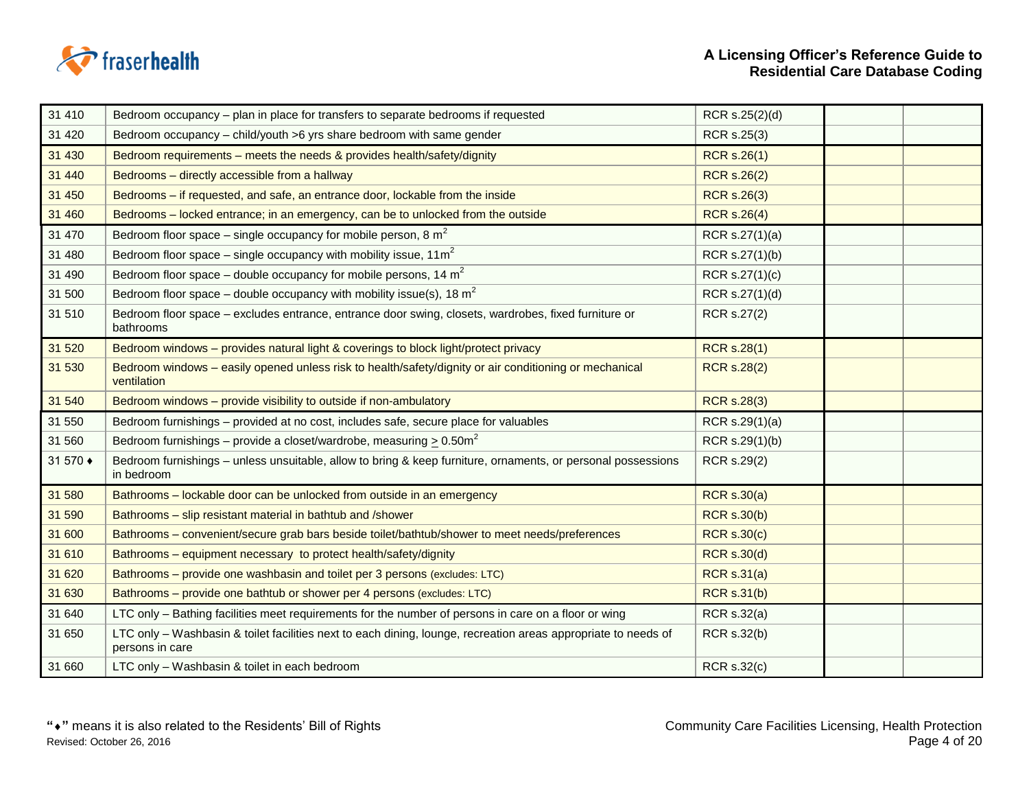| | | | | |
|---|---|---|---|---|
| 31 410 | Bedroom occupancy – plan in place for transfers to separate bedrooms if requested | RCR s.25(2)(d) | | |
| 31 420 | Bedroom occupancy – child/youth >6 yrs share bedroom with same gender | RCR s.25(3) | | |
| 31 430 | Bedroom requirements – meets the needs & provides health/safety/dignity | RCR s.26(1) | | |
| 31 440 | Bedrooms – directly accessible from a hallway | RCR s.26(2) | | |
| 31 450 | Bedrooms – if requested, and safe, an entrance door, lockable from the inside | RCR s.26(3) | | |
| 31 460 | Bedrooms – locked entrance; in an emergency, can be to unlocked from the outside | RCR s.26(4) | | |
| 31 470 | Bedroom floor space – single occupancy for mobile person, 8 $m^2$ | RCR s.27(1)(a) | | |
| 31 480 | Bedroom floor space – single occupancy with mobility issue, 11$m^2$ | RCR s.27(1)(b) | | |
| 31 490 | Bedroom floor space – double occupancy for mobile persons, 14 $m^2$ | RCR s.27(1)(c) | | |
| 31 500 | Bedroom floor space – double occupancy with mobility issue(s), 18 $m^2$ | RCR s.27(1)(d) | | |
| 31 510 | Bedroom floor space – excludes entrance, entrance door swing, closets, wardrobes, fixed furniture or bathrooms | RCR s.27(2) | | |
| 31 520 | Bedroom windows – provides natural light & coverings to block light/protect privacy | RCR s.28(1) | | |
| 31 530 | Bedroom windows – easily opened unless risk to health/safety/dignity or air conditioning or mechanical ventilation | RCR s.28(2) | | |
| 31 540 | Bedroom windows – provide visibility to outside if non-ambulatory | RCR s.28(3) | | |
| 31 550 | Bedroom furnishings – provided at no cost, includes safe, secure place for valuables | RCR s.29(1)(a) | | |
| 31 560 | Bedroom furnishings – provide a closet/wardrobe, measuring $\geq$ 0.50$m^2$ | RCR s.29(1)(b) | | |
| 31 570 ♦ | Bedroom furnishings – unless unsuitable, allow to bring & keep furniture, ornaments, or personal possessions in bedroom | RCR s.29(2) | | |
| 31 580 | Bathrooms – lockable door can be unlocked from outside in an emergency | RCR s.30(a) | | |
| 31 590 | Bathrooms – slip resistant material in bathtub and /shower | RCR s.30(b) | | |
| 31 600 | Bathrooms – convenient/secure grab bars beside toilet/bathtub/shower to meet needs/preferences | RCR s.30(c) | | |
| 31 610 | Bathrooms – equipment necessary to protect health/safety/dignity | RCR s.30(d) | | |
| 31 620 | Bathrooms – provide one washbasin and toilet per 3 persons (excludes: LTC) | RCR s.31(a) | | |
| 31 630 | Bathrooms – provide one bathtub or shower per 4 persons (excludes: LTC) | RCR s.31(b) | | |
| 31 640 | LTC only – Bathing facilities meet requirements for the number of persons in care on a floor or wing | RCR s.32(a) | | |
| 31 650 | LTC only – Washbasin & toilet facilities next to each dining, lounge, recreation areas appropriate to needs of persons in care | RCR s.32(b) | | |
| 31 660 | LTC only – Washbasin & toilet in each bedroom | RCR s.32(c) | | |

"♦" means it is also related to the Residents' Bill of Rights
Revised: October 26, 2016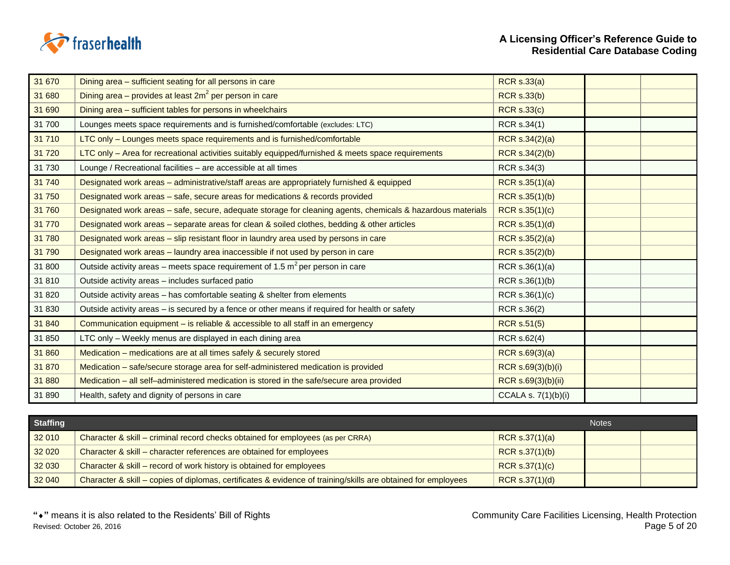| | | | | |
|---|---|---|---|---|
| 31 670 | Dining area – sufficient seating for all persons in care | RCR s.33(a) | | |
| 31 680 | Dining area – provides at least $2m^2$ per person in care | RCR s.33(b) | | |
| 31 690 | Dining area – sufficient tables for persons in wheelchairs | RCR s.33(c) | | |
| 31 700 | Lounges meets space requirements and is furnished/comfortable (excludes: LTC) | RCR s.34(1) | | |
| 31 710 | LTC only – Lounges meets space requirements and is furnished/comfortable | RCR s.34(2)(a) | | |
| 31 720 | LTC only – Area for recreational activities suitably equipped/furnished & meets space requirements | RCR s.34(2)(b) | | |
| 31 730 | Lounge / Recreational facilities – are accessible at all times | RCR s.34(3) | | |
| 31 740 | Designated work areas – administrative/staff areas are appropriately furnished & equipped | RCR s.35(1)(a) | | |
| 31 750 | Designated work areas – safe, secure areas for medications & records provided | RCR s.35(1)(b) | | |
| 31 760 | Designated work areas – safe, secure, adequate storage for cleaning agents, chemicals & hazardous materials | RCR s.35(1)(c) | | |
| 31 770 | Designated work areas – separate areas for clean & soiled clothes, bedding & other articles | RCR s.35(1)(d) | | |
| 31 780 | Designated work areas – slip resistant floor in laundry area used by persons in care | RCR s.35(2)(a) | | |
| 31 790 | Designated work areas – laundry area inaccessible if not used by person in care | RCR s.35(2)(b) | | |
| 31 800 | Outside activity areas – meets space requirement of 1.5 $m^2$ per person in care | RCR s.36(1)(a) | | |
| 31 810 | Outside activity areas – includes surfaced patio | RCR s.36(1)(b) | | |
| 31 820 | Outside activity areas – has comfortable seating & shelter from elements | RCR s.36(1)(c) | | |
| 31 830 | Outside activity areas – is secured by a fence or other means if required for health or safety | RCR s.36(2) | | |
| 31 840 | Communication equipment – is reliable & accessible to all staff in an emergency | RCR s.51(5) | | |
| 31 850 | LTC only – Weekly menus are displayed in each dining area | RCR s.62(4) | | |
| 31 860 | Medication – medications are at all times safely & securely stored | RCR s.69(3)(a) | | |
| 31 870 | Medication – safe/secure storage area for self-administered medication is provided | RCR s.69(3)(b)(i) | | |
| 31 880 | Medication – all self–administered medication is stored in the safe/secure area provided | RCR s.69(3)(b)(ii) | | |
| 31 890 | Health, safety and dignity of persons in care | CCALA s. 7(1)(b)(i) | | |

| **Staffing** | | | Notes | |
|---|---|---|---|---|
| 32 010 | Character & skill – criminal record checks obtained for employees (as per CRRA) | RCR s.37(1)(a) | | |
| 32 020 | Character & skill – character references are obtained for employees | RCR s.37(1)(b) | | |
| 32 030 | Character & skill – record of work history is obtained for employees | RCR s.37(1)(c) | | |
| 32 040 | Character & skill – copies of diplomas, certificates & evidence of training/skills are obtained for employees | RCR s.37(1)(d) | | |

"♦" means it is also related to the Residents' Bill of Rights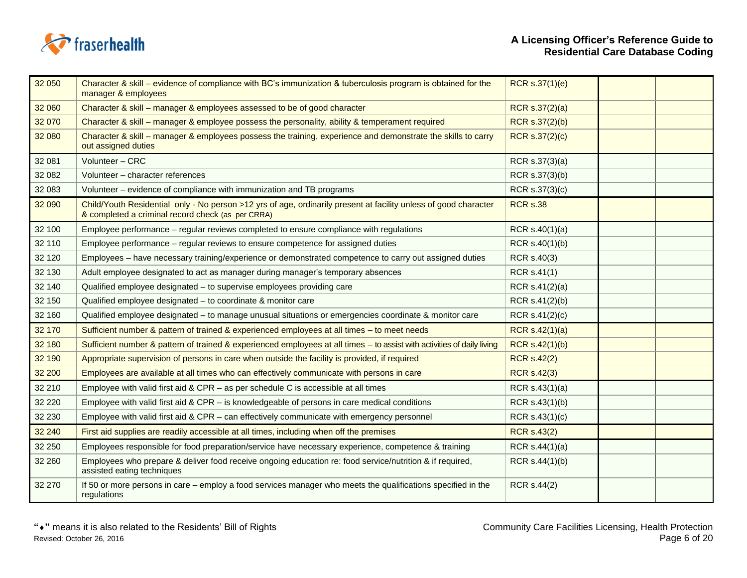| | | | | |
|---|---|---|---|---|
| 32 050 | Character & skill – evidence of compliance with BC's immunization & tuberculosis program is obtained for the manager & employees | RCR s.37(1)(e) | | |
| 32 060 | Character & skill – manager & employees assessed to be of good character | RCR s.37(2)(a) | | |
| 32 070 | Character & skill – manager & employee possess the personality, ability & temperament required | RCR s.37(2)(b) | | |
| 32 080 | Character & skill – manager & employees possess the training, experience and demonstrate the skills to carry out assigned duties | RCR s.37(2)(c) | | |
| 32 081 | Volunteer – CRC | RCR s.37(3)(a) | | |
| 32 082 | Volunteer – character references | RCR s.37(3)(b) | | |
| 32 083 | Volunteer – evidence of compliance with immunization and TB programs | RCR s.37(3)(c) | | |
| 32 090 | Child/Youth Residential only - No person >12 yrs of age, ordinarily present at facility unless of good character & completed a criminal record check (as per CRRA) | RCR s.38 | | |
| 32 100 | Employee performance – regular reviews completed to ensure compliance with regulations | RCR s.40(1)(a) | | |
| 32 110 | Employee performance – regular reviews to ensure competence for assigned duties | RCR s.40(1)(b) | | |
| 32 120 | Employees – have necessary training/experience or demonstrated competence to carry out assigned duties | RCR s.40(3) | | |
| 32 130 | Adult employee designated to act as manager during manager's temporary absences | RCR s.41(1) | | |
| 32 140 | Qualified employee designated – to supervise employees providing care | RCR s.41(2)(a) | | |
| 32 150 | Qualified employee designated – to coordinate & monitor care | RCR s.41(2)(b) | | |
| 32 160 | Qualified employee designated – to manage unusual situations or emergencies coordinate & monitor care | RCR s.41(2)(c) | | |
| 32 170 | Sufficient number & pattern of trained & experienced employees at all times – to meet needs | RCR s.42(1)(a) | | |
| 32 180 | Sufficient number & pattern of trained & experienced employees at all times – to assist with activities of daily living | RCR s.42(1)(b) | | |
| 32 190 | Appropriate supervision of persons in care when outside the facility is provided, if required | RCR s.42(2) | | |
| 32 200 | Employees are available at all times who can effectively communicate with persons in care | RCR s.42(3) | | |
| 32 210 | Employee with valid first aid & CPR – as per schedule C is accessible at all times | RCR s.43(1)(a) | | |
| 32 220 | Employee with valid first aid & CPR – is knowledgeable of persons in care medical conditions | RCR s.43(1)(b) | | |
| 32 230 | Employee with valid first aid & CPR – can effectively communicate with emergency personnel | RCR s.43(1)(c) | | |
| 32 240 | First aid supplies are readily accessible at all times, including when off the premises | RCR s.43(2) | | |
| 32 250 | Employees responsible for food preparation/service have necessary experience, competence & training | RCR s.44(1)(a) | | |
| 32 260 | Employees who prepare & deliver food receive ongoing education re: food service/nutrition & if required, assisted eating techniques | RCR s.44(1)(b) | | |
| 32 270 | If 50 or more persons in care – employ a food services manager who meets the qualifications specified in the regulations | RCR s.44(2) | | |

"⬥" means it is also related to the Residents' Bill of Rights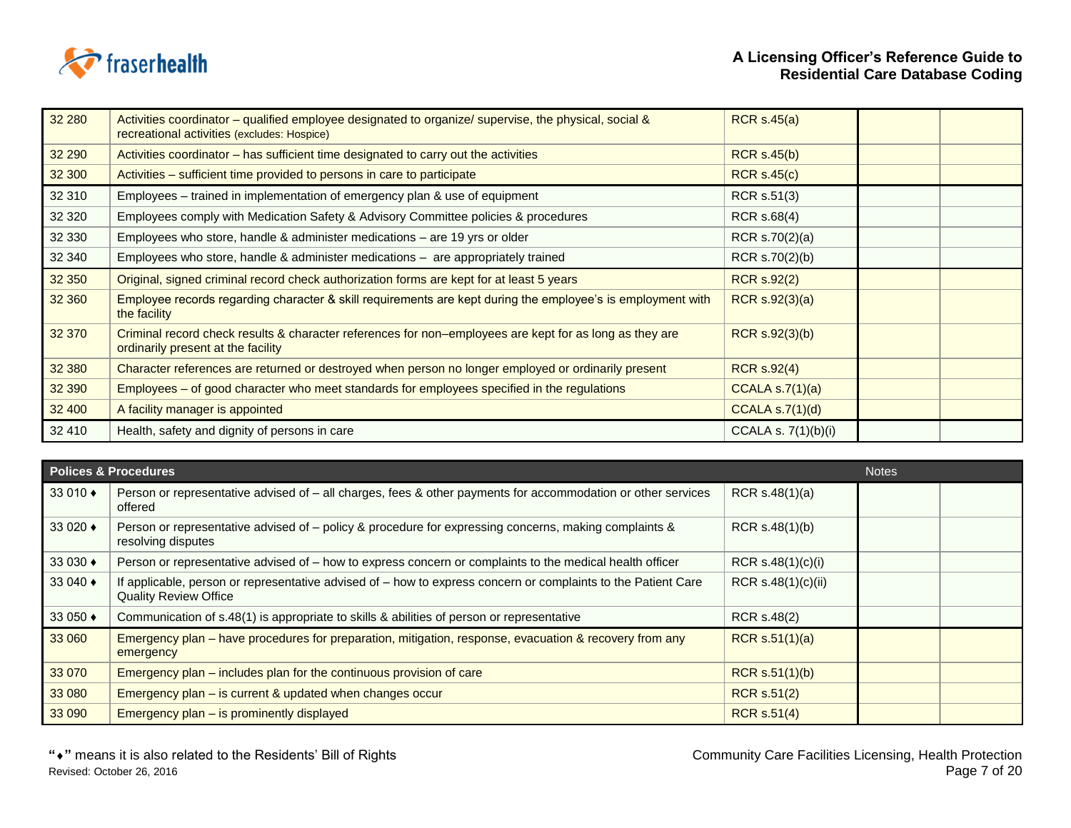| | | | | |
|---|---|---|---|---|
| 32 280 | Activities coordinator – qualified employee designated to organize/ supervise, the physical, social & recreational activities (excludes: Hospice) | RCR s.45(a) | | |
| 32 290 | Activities coordinator – has sufficient time designated to carry out the activities | RCR s.45(b) | | |
| 32 300 | Activities – sufficient time provided to persons in care to participate | RCR s.45(c) | | |
| 32 310 | Employees – trained in implementation of emergency plan & use of equipment | RCR s.51(3) | | |
| 32 320 | Employees comply with Medication Safety & Advisory Committee policies & procedures | RCR s.68(4) | | |
| 32 330 | Employees who store, handle & administer medications – are 19 yrs or older | RCR s.70(2)(a) | | |
| 32 340 | Employees who store, handle & administer medications – are appropriately trained | RCR s.70(2)(b) | | |
| 32 350 | Original, signed criminal record check authorization forms are kept for at least 5 years | RCR s.92(2) | | |
| 32 360 | Employee records regarding character & skill requirements are kept during the employee's is employment with the facility | RCR s.92(3)(a) | | |
| 32 370 | Criminal record check results & character references for non–employees are kept for as long as they are ordinarily present at the facility | RCR s.92(3)(b) | | |
| 32 380 | Character references are returned or destroyed when person no longer employed or ordinarily present | RCR s.92(4) | | |
| 32 390 | Employees – of good character who meet standards for employees specified in the regulations | CCALA s.7(1)(a) | | |
| 32 400 | A facility manager is appointed | CCALA s.7(1)(d) | | |
| 32 410 | Health, safety and dignity of persons in care | CCALA s. 7(1)(b)(i) | | |

| Polices & Procedures | | | Notes | |
|---|---|---|---|---|
| 33 010 ♦ | Person or representative advised of – all charges, fees & other payments for accommodation or other services offered | RCR s.48(1)(a) | | |
| 33 020 ♦ | Person or representative advised of – policy & procedure for expressing concerns, making complaints & resolving disputes | RCR s.48(1)(b) | | |
| 33 030 ♦ | Person or representative advised of – how to express concern or complaints to the medical health officer | RCR s.48(1)(c)(i) | | |
| 33 040 ♦ | If applicable, person or representative advised of – how to express concern or complaints to the Patient Care Quality Review Office | RCR s.48(1)(c)(ii) | | |
| 33 050 ♦ | Communication of s.48(1) is appropriate to skills & abilities of person or representative | RCR s.48(2) | | |
| 33 060 | Emergency plan – have procedures for preparation, mitigation, response, evacuation & recovery from any emergency | RCR s.51(1)(a) | | |
| 33 070 | Emergency plan – includes plan for the continuous provision of care | RCR s.51(1)(b) | | |
| 33 080 | Emergency plan – is current & updated when changes occur | RCR s.51(2) | | |
| 33 090 | Emergency plan – is prominently displayed | RCR s.51(4) | | |

"♦" means it is also related to the Residents' Bill of Rights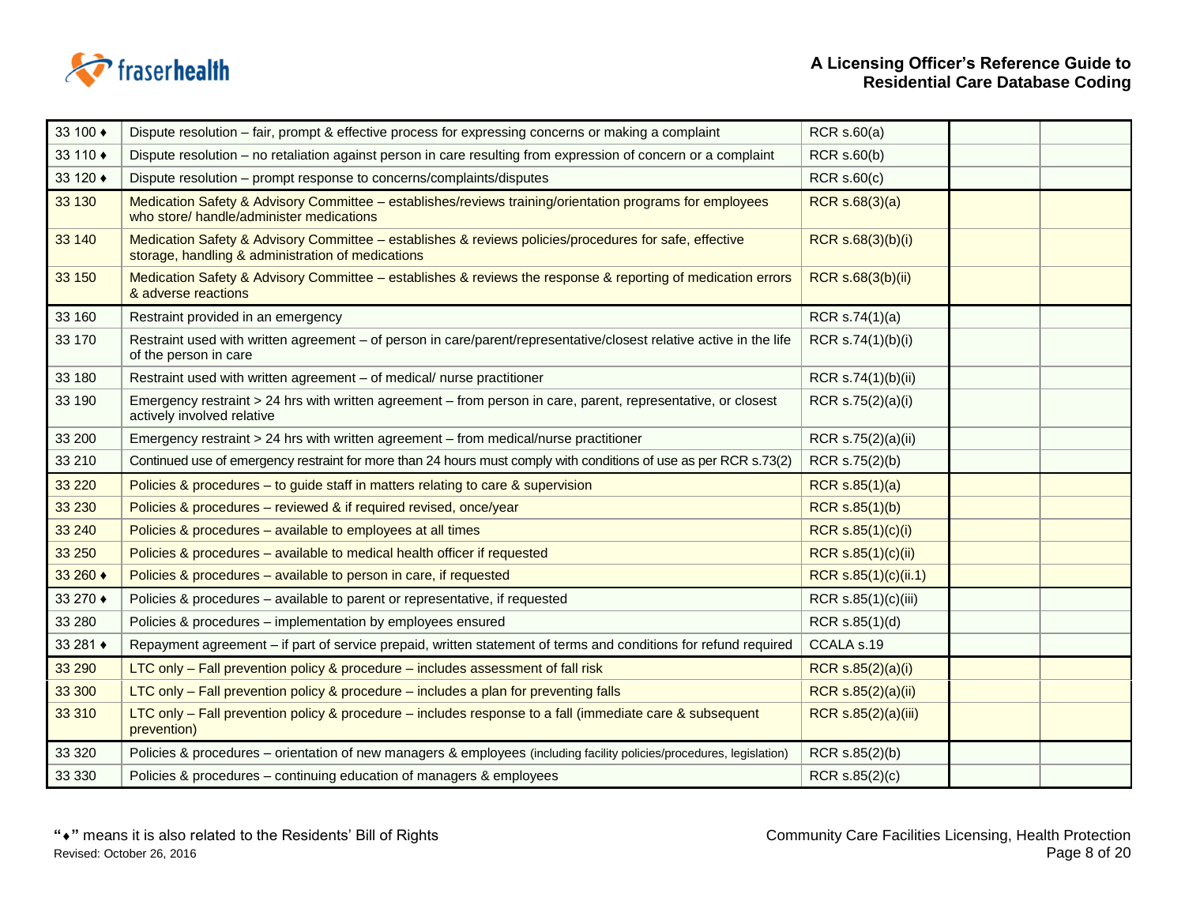| | | | | |
|---|---|---|---|---|
| 33 100 ♦ | Dispute resolution – fair, prompt & effective process for expressing concerns or making a complaint | RCR s.60(a) | | |
| 33 110 ♦ | Dispute resolution – no retaliation against person in care resulting from expression of concern or a complaint | RCR s.60(b) | | |
| 33 120 ♦ | Dispute resolution – prompt response to concerns/complaints/disputes | RCR s.60(c) | | |
| 33 130 | Medication Safety & Advisory Committee – establishes/reviews training/orientation programs for employees who store/ handle/administer medications | RCR s.68(3)(a) | | |
| 33 140 | Medication Safety & Advisory Committee – establishes & reviews policies/procedures for safe, effective storage, handling & administration of medications | RCR s.68(3)(b)(i) | | |
| 33 150 | Medication Safety & Advisory Committee – establishes & reviews the response & reporting of medication errors & adverse reactions | RCR s.68(3(b)(ii) | | |
| 33 160 | Restraint provided in an emergency | RCR s.74(1)(a) | | |
| 33 170 | Restraint used with written agreement – of person in care/parent/representative/closest relative active in the life of the person in care | RCR s.74(1)(b)(i) | | |
| 33 180 | Restraint used with written agreement – of medical/ nurse practitioner | RCR s.74(1)(b)(ii) | | |
| 33 190 | Emergency restraint > 24 hrs with written agreement – from person in care, parent, representative, or closest actively involved relative | RCR s.75(2)(a)(i) | | |
| 33 200 | Emergency restraint > 24 hrs with written agreement – from medical/nurse practitioner | RCR s.75(2)(a)(ii) | | |
| 33 210 | Continued use of emergency restraint for more than 24 hours must comply with conditions of use as per RCR s.73(2) | RCR s.75(2)(b) | | |
| 33 220 | Policies & procedures – to guide staff in matters relating to care & supervision | RCR s.85(1)(a) | | |
| 33 230 | Policies & procedures – reviewed & if required revised, once/year | RCR s.85(1)(b) | | |
| 33 240 | Policies & procedures – available to employees at all times | RCR s.85(1)(c)(i) | | |
| 33 250 | Policies & procedures – available to medical health officer if requested | RCR s.85(1)(c)(ii) | | |
| 33 260 ♦ | Policies & procedures – available to person in care, if requested | RCR s.85(1)(c)(ii.1) | | |
| 33 270 ♦ | Policies & procedures – available to parent or representative, if requested | RCR s.85(1)(c)(iii) | | |
| 33 280 | Policies & procedures – implementation by employees ensured | RCR s.85(1)(d) | | |
| 33 281 ♦ | Repayment agreement – if part of service prepaid, written statement of terms and conditions for refund required | CCALA s.19 | | |
| 33 290 | LTC only – Fall prevention policy & procedure – includes assessment of fall risk | RCR s.85(2)(a)(i) | | |
| 33 300 | LTC only – Fall prevention policy & procedure – includes a plan for preventing falls | RCR s.85(2)(a)(ii) | | |
| 33 310 | LTC only – Fall prevention policy & procedure – includes response to a fall (immediate care & subsequent prevention) | RCR s.85(2)(a)(iii) | | |
| 33 320 | Policies & procedures – orientation of new managers & employees (including facility policies/procedures, legislation) | RCR s.85(2)(b) | | |
| 33 330 | Policies & procedures – continuing education of managers & employees | RCR s.85(2)(c) | | |

"♦" means it is also related to the Residents' Bill of Rights

Revised: October 26, 2016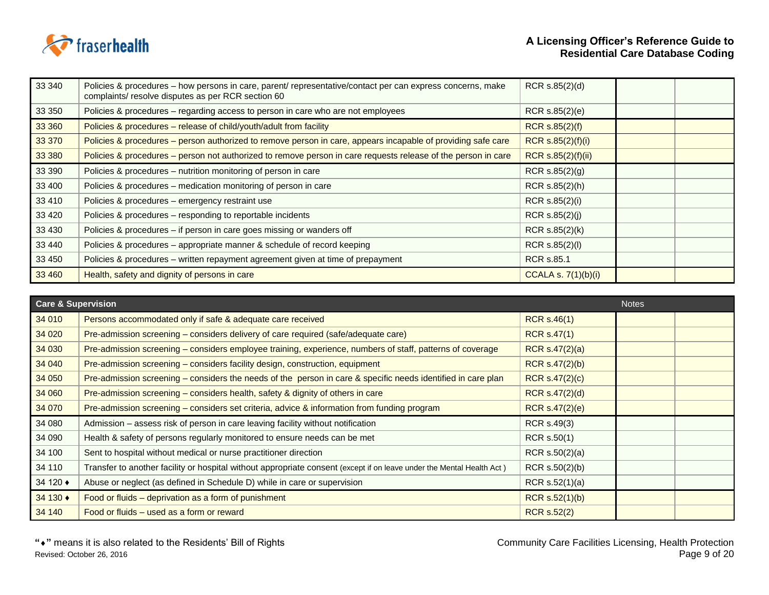| | | | | |
|---|---|---|---|---|
| 33 340 | Policies & procedures – how persons in care, parent/ representative/contact per can express concerns, make complaints/ resolve disputes as per RCR section 60 | RCR s.85(2)(d) | | |
| 33 350 | Policies & procedures – regarding access to person in care who are not employees | RCR s.85(2)(e) | | |
| 33 360 | Policies & procedures – release of child/youth/adult from facility | RCR s.85(2)(f) | | |
| 33 370 | Policies & procedures – person authorized to remove person in care, appears incapable of providing safe care | RCR s.85(2)(f)(i) | | |
| 33 380 | Policies & procedures – person not authorized to remove person in care requests release of the person in care | RCR s.85(2)(f)(ii) | | |
| 33 390 | Policies & procedures – nutrition monitoring of person in care | RCR s.85(2)(g) | | |
| 33 400 | Policies & procedures – medication monitoring of person in care | RCR s.85(2)(h) | | |
| 33 410 | Policies & procedures – emergency restraint use | RCR s.85(2)(i) | | |
| 33 420 | Policies & procedures – responding to reportable incidents | RCR s.85(2)(j) | | |
| 33 430 | Policies & procedures – if person in care goes missing or wanders off | RCR s.85(2)(k) | | |
| 33 440 | Policies & procedures – appropriate manner & schedule of record keeping | RCR s.85(2)(l) | | |
| 33 450 | Policies & procedures – written repayment agreement given at time of prepayment | RCR s.85.1 | | |
| 33 460 | Health, safety and dignity of persons in care | CCALA s. 7(1)(b)(i) | | |

| **Care & Supervision** | | | Notes | |
|---|---|---|---|---|
| 34 010 | Persons accommodated only if safe & adequate care received | RCR s.46(1) | | |
| 34 020 | Pre-admission screening – considers delivery of care required (safe/adequate care) | RCR s.47(1) | | |
| 34 030 | Pre-admission screening – considers employee training, experience, numbers of staff, patterns of coverage | RCR s.47(2)(a) | | |
| 34 040 | Pre-admission screening – considers facility design, construction, equipment | RCR s.47(2)(b) | | |
| 34 050 | Pre-admission screening – considers the needs of the person in care & specific needs identified in care plan | RCR s.47(2)(c) | | |
| 34 060 | Pre-admission screening – considers health, safety & dignity of others in care | RCR s.47(2)(d) | | |
| 34 070 | Pre-admission screening – considers set criteria, advice & information from funding program | RCR s.47(2)(e) | | |
| 34 080 | Admission – assess risk of person in care leaving facility without notification | RCR s.49(3) | | |
| 34 090 | Health & safety of persons regularly monitored to ensure needs can be met | RCR s.50(1) | | |
| 34 100 | Sent to hospital without medical or nurse practitioner direction | RCR s.50(2)(a) | | |
| 34 110 | Transfer to another facility or hospital without appropriate consent (except if on leave under the Mental Health Act ) | RCR s.50(2)(b) | | |
| 34 120 ♦ | Abuse or neglect (as defined in Schedule D) while in care or supervision | RCR s.52(1)(a) | | |
| 34 130 ♦ | Food or fluids – deprivation as a form of punishment | RCR s.52(1)(b) | | |
| 34 140 | Food or fluids – used as a form or reward | RCR s.52(2) | | |

"♦" means it is also related to the Residents' Bill of Rights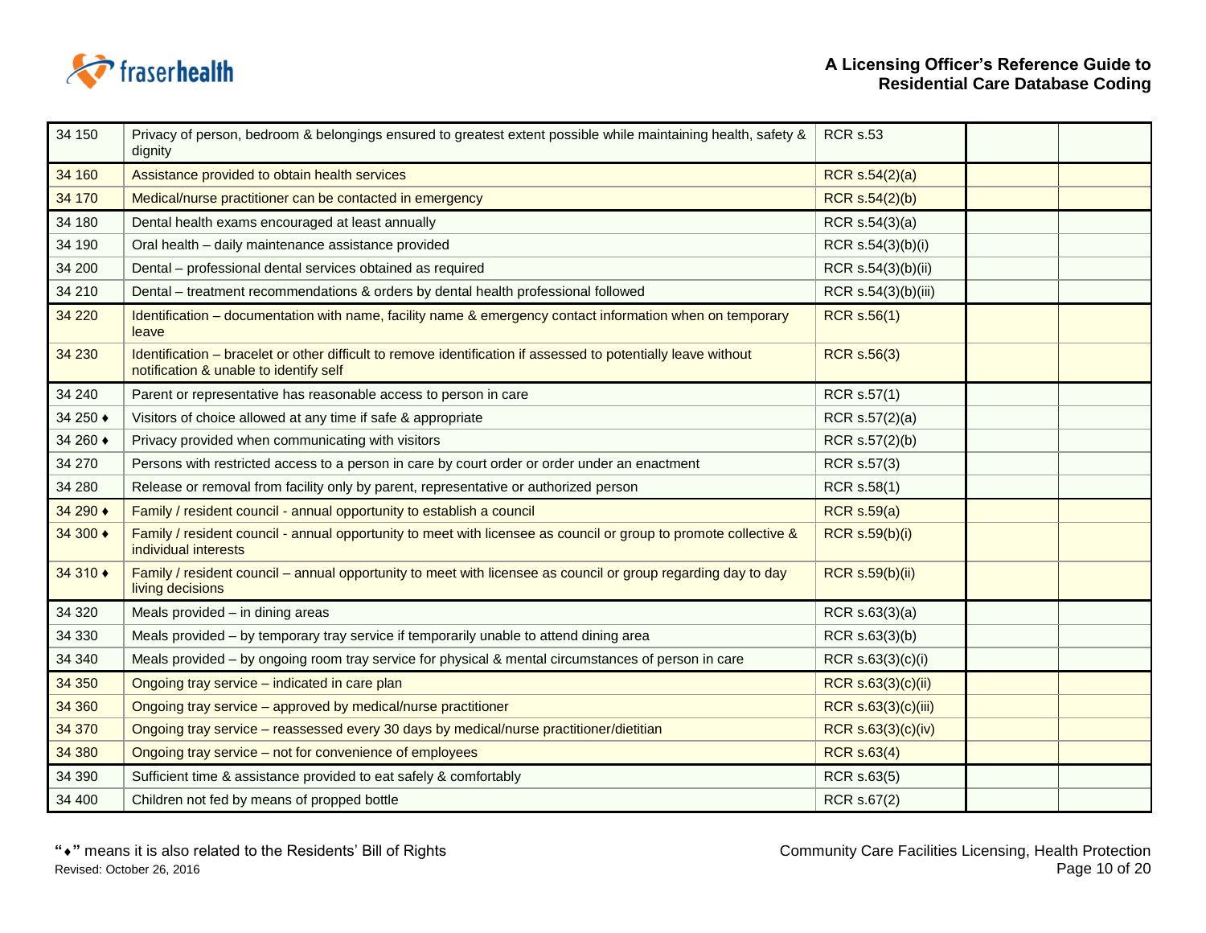| | | | | |
|---|---|---|---|---|
| 34 150 | Privacy of person, bedroom & belongings ensured to greatest extent possible while maintaining health, safety & dignity | RCR s.53 | | |
| 34 160 | Assistance provided to obtain health services | RCR s.54(2)(a) | | |
| 34 170 | Medical/nurse practitioner can be contacted in emergency | RCR s.54(2)(b) | | |
| 34 180 | Dental health exams encouraged at least annually | RCR s.54(3)(a) | | |
| 34 190 | Oral health – daily maintenance assistance provided | RCR s.54(3)(b)(i) | | |
| 34 200 | Dental – professional dental services obtained as required | RCR s.54(3)(b)(ii) | | |
| 34 210 | Dental – treatment recommendations & orders by dental health professional followed | RCR s.54(3)(b)(iii) | | |
| 34 220 | Identification – documentation with name, facility name & emergency contact information when on temporary leave | RCR s.56(1) | | |
| 34 230 | Identification – bracelet or other difficult to remove identification if assessed to potentially leave without notification & unable to identify self | RCR s.56(3) | | |
| 34 240 | Parent or representative has reasonable access to person in care | RCR s.57(1) | | |
| 34 250 ♦ | Visitors of choice allowed at any time if safe & appropriate | RCR s.57(2)(a) | | |
| 34 260 ♦ | Privacy provided when communicating with visitors | RCR s.57(2)(b) | | |
| 34 270 | Persons with restricted access to a person in care by court order or order under an enactment | RCR s.57(3) | | |
| 34 280 | Release or removal from facility only by parent, representative or authorized person | RCR s.58(1) | | |
| 34 290 ♦ | Family / resident council - annual opportunity to establish a council | RCR s.59(a) | | |
| 34 300 ♦ | Family / resident council - annual opportunity to meet with licensee as council or group to promote collective & individual interests | RCR s.59(b)(i) | | |
| 34 310 ♦ | Family / resident council – annual opportunity to meet with licensee as council or group regarding day to day living decisions | RCR s.59(b)(ii) | | |
| 34 320 | Meals provided – in dining areas | RCR s.63(3)(a) | | |
| 34 330 | Meals provided – by temporary tray service if temporarily unable to attend dining area | RCR s.63(3)(b) | | |
| 34 340 | Meals provided – by ongoing room tray service for physical & mental circumstances of person in care | RCR s.63(3)(c)(i) | | |
| 34 350 | Ongoing tray service – indicated in care plan | RCR s.63(3)(c)(ii) | | |
| 34 360 | Ongoing tray service – approved by medical/nurse practitioner | RCR s.63(3)(c)(iii) | | |
| 34 370 | Ongoing tray service – reassessed every 30 days by medical/nurse practitioner/dietitian | RCR s.63(3)(c)(iv) | | |
| 34 380 | Ongoing tray service – not for convenience of employees | RCR s.63(4) | | |
| 34 390 | Sufficient time & assistance provided to eat safely & comfortably | RCR s.63(5) | | |
| 34 400 | Children not fed by means of propped bottle | RCR s.67(2) | | |

"♦" means it is also related to the Residents' Bill of Rights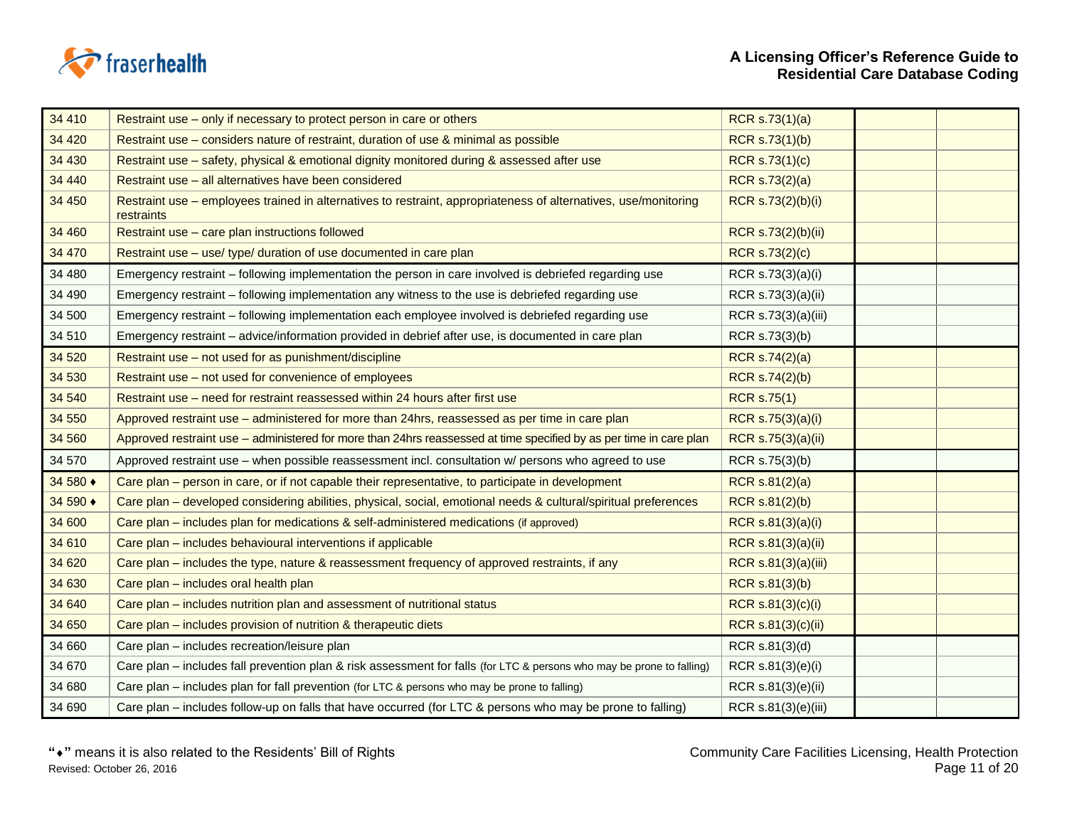| 34 410 | Restraint use – only if necessary to protect person in care or others | RCR s.73(1)(a) | | |
|---|---|---|---|---|
| 34 420 | Restraint use – considers nature of restraint, duration of use & minimal as possible | RCR s.73(1)(b) | | |
| 34 430 | Restraint use – safety, physical & emotional dignity monitored during & assessed after use | RCR s.73(1)(c) | | |
| 34 440 | Restraint use – all alternatives have been considered | RCR s.73(2)(a) | | |
| 34 450 | Restraint use – employees trained in alternatives to restraint, appropriateness of alternatives, use/monitoring restraints | RCR s.73(2)(b)(i) | | |
| 34 460 | Restraint use – care plan instructions followed | RCR s.73(2)(b)(ii) | | |
| 34 470 | Restraint use – use/ type/ duration of use documented in care plan | RCR s.73(2)(c) | | |
| 34 480 | Emergency restraint – following implementation the person in care involved is debriefed regarding use | RCR s.73(3)(a)(i) | | |
| 34 490 | Emergency restraint – following implementation any witness to the use is debriefed regarding use | RCR s.73(3)(a)(ii) | | |
| 34 500 | Emergency restraint – following implementation each employee involved is debriefed regarding use | RCR s.73(3)(a)(iii) | | |
| 34 510 | Emergency restraint – advice/information provided in debrief after use, is documented in care plan | RCR s.73(3)(b) | | |
| 34 520 | Restraint use – not used for as punishment/discipline | RCR s.74(2)(a) | | |
| 34 530 | Restraint use – not used for convenience of employees | RCR s.74(2)(b) | | |
| 34 540 | Restraint use – need for restraint reassessed within 24 hours after first use | RCR s.75(1) | | |
| 34 550 | Approved restraint use – administered for more than 24hrs, reassessed as per time in care plan | RCR s.75(3)(a)(i) | | |
| 34 560 | Approved restraint use – administered for more than 24hrs reassessed at time specified by as per time in care plan | RCR s.75(3)(a)(ii) | | |
| 34 570 | Approved restraint use – when possible reassessment incl. consultation w/ persons who agreed to use | RCR s.75(3)(b) | | |
| 34 580 ♦ | Care plan – person in care, or if not capable their representative, to participate in development | RCR s.81(2)(a) | | |
| 34 590 ♦ | Care plan – developed considering abilities, physical, social, emotional needs & cultural/spiritual preferences | RCR s.81(2)(b) | | |
| 34 600 | Care plan – includes plan for medications & self-administered medications (if approved) | RCR s.81(3)(a)(i) | | |
| 34 610 | Care plan – includes behavioural interventions if applicable | RCR s.81(3)(a)(ii) | | |
| 34 620 | Care plan – includes the type, nature & reassessment frequency of approved restraints, if any | RCR s.81(3)(a)(iii) | | |
| 34 630 | Care plan – includes oral health plan | RCR s.81(3)(b) | | |
| 34 640 | Care plan – includes nutrition plan and assessment of nutritional status | RCR s.81(3)(c)(i) | | |
| 34 650 | Care plan – includes provision of nutrition & therapeutic diets | RCR s.81(3)(c)(ii) | | |
| 34 660 | Care plan – includes recreation/leisure plan | RCR s.81(3)(d) | | |
| 34 670 | Care plan – includes fall prevention plan & risk assessment for falls (for LTC & persons who may be prone to falling) | RCR s.81(3)(e)(i) | | |
| 34 680 | Care plan – includes plan for fall prevention (for LTC & persons who may be prone to falling) | RCR s.81(3)(e)(ii) | | |
| 34 690 | Care plan – includes follow-up on falls that have occurred (for LTC & persons who may be prone to falling) | RCR s.81(3)(e)(iii) | | |

"♦" means it is also related to the Residents' Bill of Rights

Revised: October 26, 2016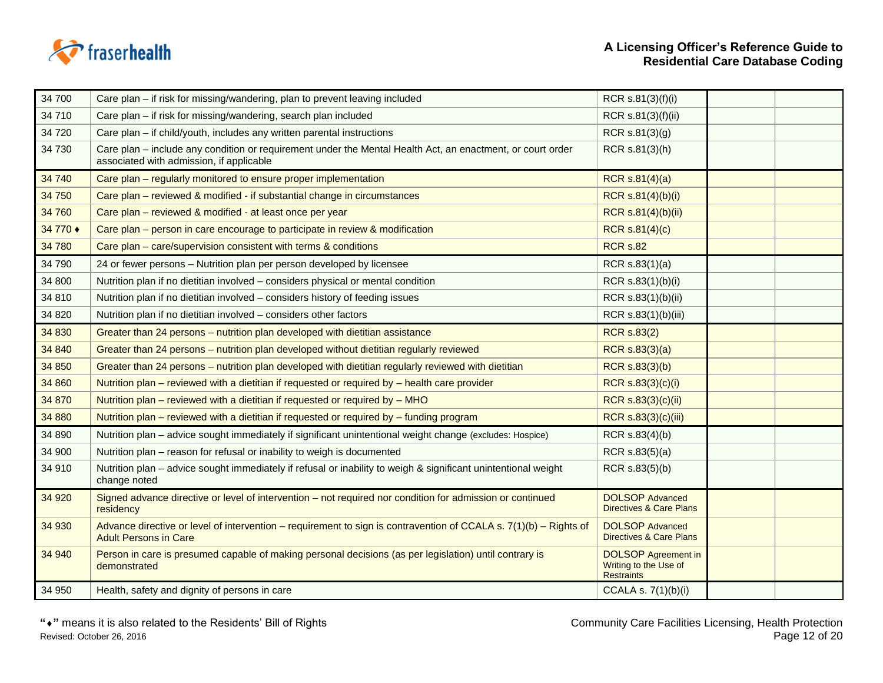| | | | | |
|---|---|---|---|---|
| 34 700 | Care plan – if risk for missing/wandering, plan to prevent leaving included | RCR s.81(3)(f)(i) | | |
| 34 710 | Care plan – if risk for missing/wandering, search plan included | RCR s.81(3)(f)(ii) | | |
| 34 720 | Care plan – if child/youth, includes any written parental instructions | RCR s.81(3)(g) | | |
| 34 730 | Care plan – include any condition or requirement under the Mental Health Act, an enactment, or court order associated with admission, if applicable | RCR s.81(3)(h) | | |
| 34 740 | Care plan – regularly monitored to ensure proper implementation | RCR s.81(4)(a) | | |
| 34 750 | Care plan – reviewed & modified - if substantial change in circumstances | RCR s.81(4)(b)(i) | | |
| 34 760 | Care plan – reviewed & modified - at least once per year | RCR s.81(4)(b)(ii) | | |
| 34 770 ♦ | Care plan – person in care encourage to participate in review & modification | RCR s.81(4)(c) | | |
| 34 780 | Care plan – care/supervision consistent with terms & conditions | RCR s.82 | | |
| 34 790 | 24 or fewer persons – Nutrition plan per person developed by licensee | RCR s.83(1)(a) | | |
| 34 800 | Nutrition plan if no dietitian involved – considers physical or mental condition | RCR s.83(1)(b)(i) | | |
| 34 810 | Nutrition plan if no dietitian involved – considers history of feeding issues | RCR s.83(1)(b)(ii) | | |
| 34 820 | Nutrition plan if no dietitian involved – considers other factors | RCR s.83(1)(b)(iii) | | |
| 34 830 | Greater than 24 persons – nutrition plan developed with dietitian assistance | RCR s.83(2) | | |
| 34 840 | Greater than 24 persons – nutrition plan developed without dietitian regularly reviewed | RCR s.83(3)(a) | | |
| 34 850 | Greater than 24 persons – nutrition plan developed with dietitian regularly reviewed with dietitian | RCR s.83(3)(b) | | |
| 34 860 | Nutrition plan – reviewed with a dietitian if requested or required by – health care provider | RCR s.83(3)(c)(i) | | |
| 34 870 | Nutrition plan – reviewed with a dietitian if requested or required by – MHO | RCR s.83(3)(c)(ii) | | |
| 34 880 | Nutrition plan – reviewed with a dietitian if requested or required by – funding program | RCR s.83(3)(c)(iii) | | |
| 34 890 | Nutrition plan – advice sought immediately if significant unintentional weight change (excludes: Hospice) | RCR s.83(4)(b) | | |
| 34 900 | Nutrition plan – reason for refusal or inability to weigh is documented | RCR s.83(5)(a) | | |
| 34 910 | Nutrition plan – advice sought immediately if refusal or inability to weigh & significant unintentional weight change noted | RCR s.83(5)(b) | | |
| 34 920 | Signed advance directive or level of intervention – not required nor condition for admission or continued residency | DOLSOP Advanced Directives & Care Plans | | |
| 34 930 | Advance directive or level of intervention – requirement to sign is contravention of CCALA s. 7(1)(b) – Rights of Adult Persons in Care | DOLSOP Advanced Directives & Care Plans | | |
| 34 940 | Person in care is presumed capable of making personal decisions (as per legislation) until contrary is demonstrated | DOLSOP Agreement in Writing to the Use of Restraints | | |
| 34 950 | Health, safety and dignity of persons in care | CCALA s. 7(1)(b)(i) | | |

"♦" means it is also related to the Residents' Bill of Rights

Revised: October 26, 2016

Community Care Facilities Licensing, Health Protection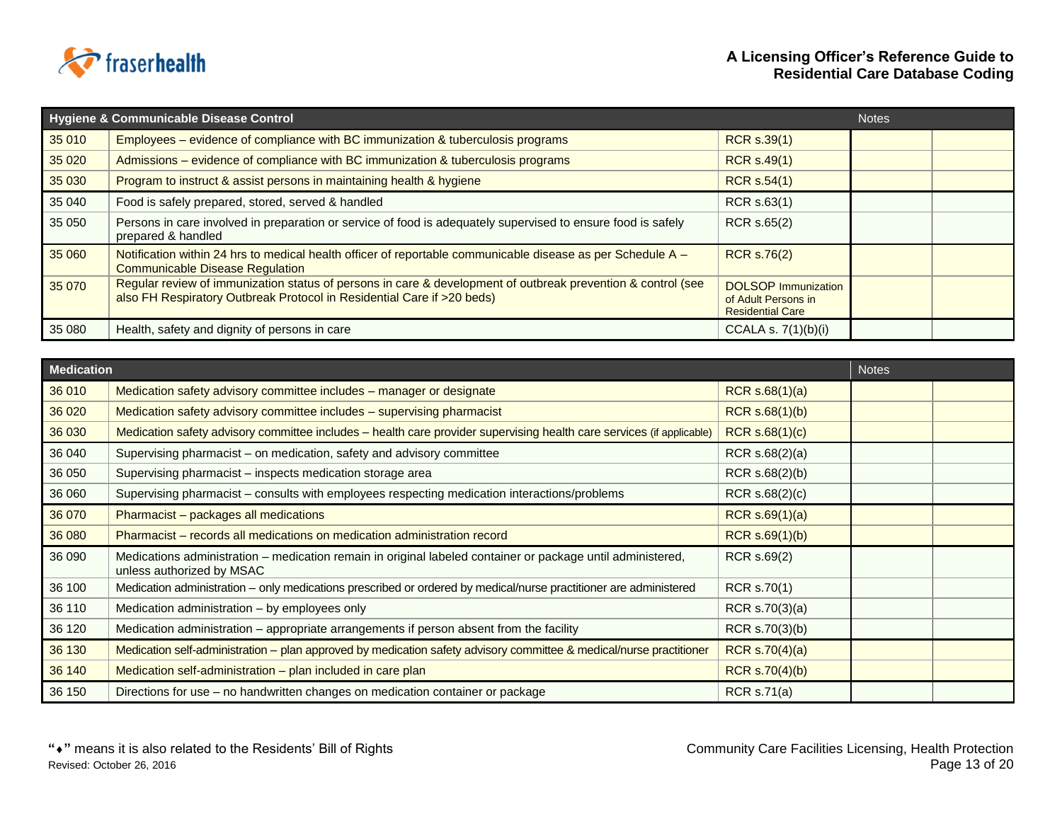| Hygiene & Communicable Disease Control | | | Notes | |
|---|---|---|---|---|
| 35 010 | Employees – evidence of compliance with BC immunization & tuberculosis programs | RCR s.39(1) | | |
| 35 020 | Admissions – evidence of compliance with BC immunization & tuberculosis programs | RCR s.49(1) | | |
| 35 030 | Program to instruct & assist persons in maintaining health & hygiene | RCR s.54(1) | | |
| 35 040 | Food is safely prepared, stored, served & handled | RCR s.63(1) | | |
| 35 050 | Persons in care involved in preparation or service of food is adequately supervised to ensure food is safely prepared & handled | RCR s.65(2) | | |
| 35 060 | Notification within 24 hrs to medical health officer of reportable communicable disease as per Schedule A – Communicable Disease Regulation | RCR s.76(2) | | |
| 35 070 | Regular review of immunization status of persons in care & development of outbreak prevention & control (see also FH Respiratory Outbreak Protocol in Residential Care if >20 beds) | DOLSOP Immunization of Adult Persons in Residential Care | | |
| 35 080 | Health, safety and dignity of persons in care | CCALA s. 7(1)(b)(i) | | |

| Medication | | | Notes | |
|---|---|---|---|---|
| 36 010 | Medication safety advisory committee includes – manager or designate | RCR s.68(1)(a) | | |
| 36 020 | Medication safety advisory committee includes – supervising pharmacist | RCR s.68(1)(b) | | |
| 36 030 | Medication safety advisory committee includes – health care provider supervising health care services (if applicable) | RCR s.68(1)(c) | | |
| 36 040 | Supervising pharmacist – on medication, safety and advisory committee | RCR s.68(2)(a) | | |
| 36 050 | Supervising pharmacist – inspects medication storage area | RCR s.68(2)(b) | | |
| 36 060 | Supervising pharmacist – consults with employees respecting medication interactions/problems | RCR s.68(2)(c) | | |
| 36 070 | Pharmacist – packages all medications | RCR s.69(1)(a) | | |
| 36 080 | Pharmacist – records all medications on medication administration record | RCR s.69(1)(b) | | |
| 36 090 | Medications administration – medication remain in original labeled container or package until administered, unless authorized by MSAC | RCR s.69(2) | | |
| 36 100 | Medication administration – only medications prescribed or ordered by medical/nurse practitioner are administered | RCR s.70(1) | | |
| 36 110 | Medication administration – by employees only | RCR s.70(3)(a) | | |
| 36 120 | Medication administration – appropriate arrangements if person absent from the facility | RCR s.70(3)(b) | | |
| 36 130 | Medication self-administration – plan approved by medication safety advisory committee & medical/nurse practitioner | RCR s.70(4)(a) | | |
| 36 140 | Medication self-administration – plan included in care plan | RCR s.70(4)(b) | | |
| 36 150 | Directions for use – no handwritten changes on medication container or package | RCR s.71(a) | | |

"⬥" means it is also related to the Residents' Bill of Rights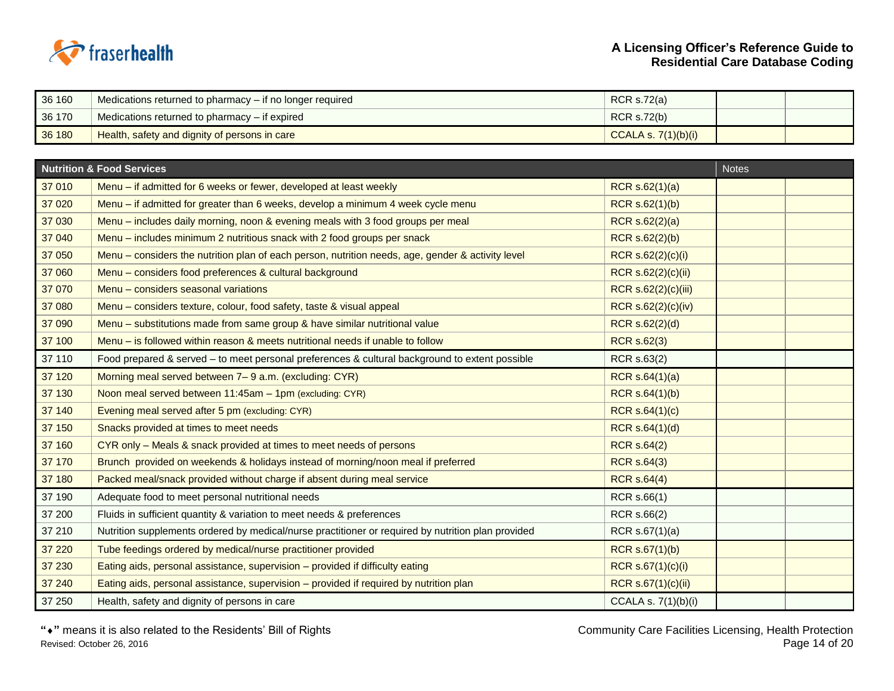| | | | | |
|---|---|---|---|---|
| 36 160 | Medications returned to pharmacy – if no longer required | RCR s.72(a) | | |
| 36 170 | Medications returned to pharmacy – if expired | RCR s.72(b) | | |
| 36 180 | Health, safety and dignity of persons in care | CCALA s. 7(1)(b)(i) | | |

| Nutrition & Food Services | | | Notes | |
|---|---|---|---|---|
| 37 010 | Menu – if admitted for 6 weeks or fewer, developed at least weekly | RCR s.62(1)(a) | | |
| 37 020 | Menu – if admitted for greater than 6 weeks, develop a minimum 4 week cycle menu | RCR s.62(1)(b) | | |
| 37 030 | Menu – includes daily morning, noon & evening meals with 3 food groups per meal | RCR s.62(2)(a) | | |
| 37 040 | Menu – includes minimum 2 nutritious snack with 2 food groups per snack | RCR s.62(2)(b) | | |
| 37 050 | Menu – considers the nutrition plan of each person, nutrition needs, age, gender & activity level | RCR s.62(2)(c)(i) | | |
| 37 060 | Menu – considers food preferences & cultural background | RCR s.62(2)(c)(ii) | | |
| 37 070 | Menu – considers seasonal variations | RCR s.62(2)(c)(iii) | | |
| 37 080 | Menu – considers texture, colour, food safety, taste & visual appeal | RCR s.62(2)(c)(iv) | | |
| 37 090 | Menu – substitutions made from same group & have similar nutritional value | RCR s.62(2)(d) | | |
| 37 100 | Menu – is followed within reason & meets nutritional needs if unable to follow | RCR s.62(3) | | |
| 37 110 | Food prepared & served – to meet personal preferences & cultural background to extent possible | RCR s.63(2) | | |
| 37 120 | Morning meal served between 7– 9 a.m. (excluding: CYR) | RCR s.64(1)(a) | | |
| 37 130 | Noon meal served between 11:45am – 1pm (excluding: CYR) | RCR s.64(1)(b) | | |
| 37 140 | Evening meal served after 5 pm (excluding: CYR) | RCR s.64(1)(c) | | |
| 37 150 | Snacks provided at times to meet needs | RCR s.64(1)(d) | | |
| 37 160 | CYR only – Meals & snack provided at times to meet needs of persons | RCR s.64(2) | | |
| 37 170 | Brunch provided on weekends & holidays instead of morning/noon meal if preferred | RCR s.64(3) | | |
| 37 180 | Packed meal/snack provided without charge if absent during meal service | RCR s.64(4) | | |
| 37 190 | Adequate food to meet personal nutritional needs | RCR s.66(1) | | |
| 37 200 | Fluids in sufficient quantity & variation to meet needs & preferences | RCR s.66(2) | | |
| 37 210 | Nutrition supplements ordered by medical/nurse practitioner or required by nutrition plan provided | RCR s.67(1)(a) | | |
| 37 220 | Tube feedings ordered by medical/nurse practitioner provided | RCR s.67(1)(b) | | |
| 37 230 | Eating aids, personal assistance, supervision – provided if difficulty eating | RCR s.67(1)(c)(i) | | |
| 37 240 | Eating aids, personal assistance, supervision – provided if required by nutrition plan | RCR s.67(1)(c)(ii) | | |
| 37 250 | Health, safety and dignity of persons in care | CCALA s. 7(1)(b)(i) | | |

"⬩" means it is also related to the Residents' Bill of Rights
Revised: October 26, 2016

Community Care Facilities Licensing, Health Protection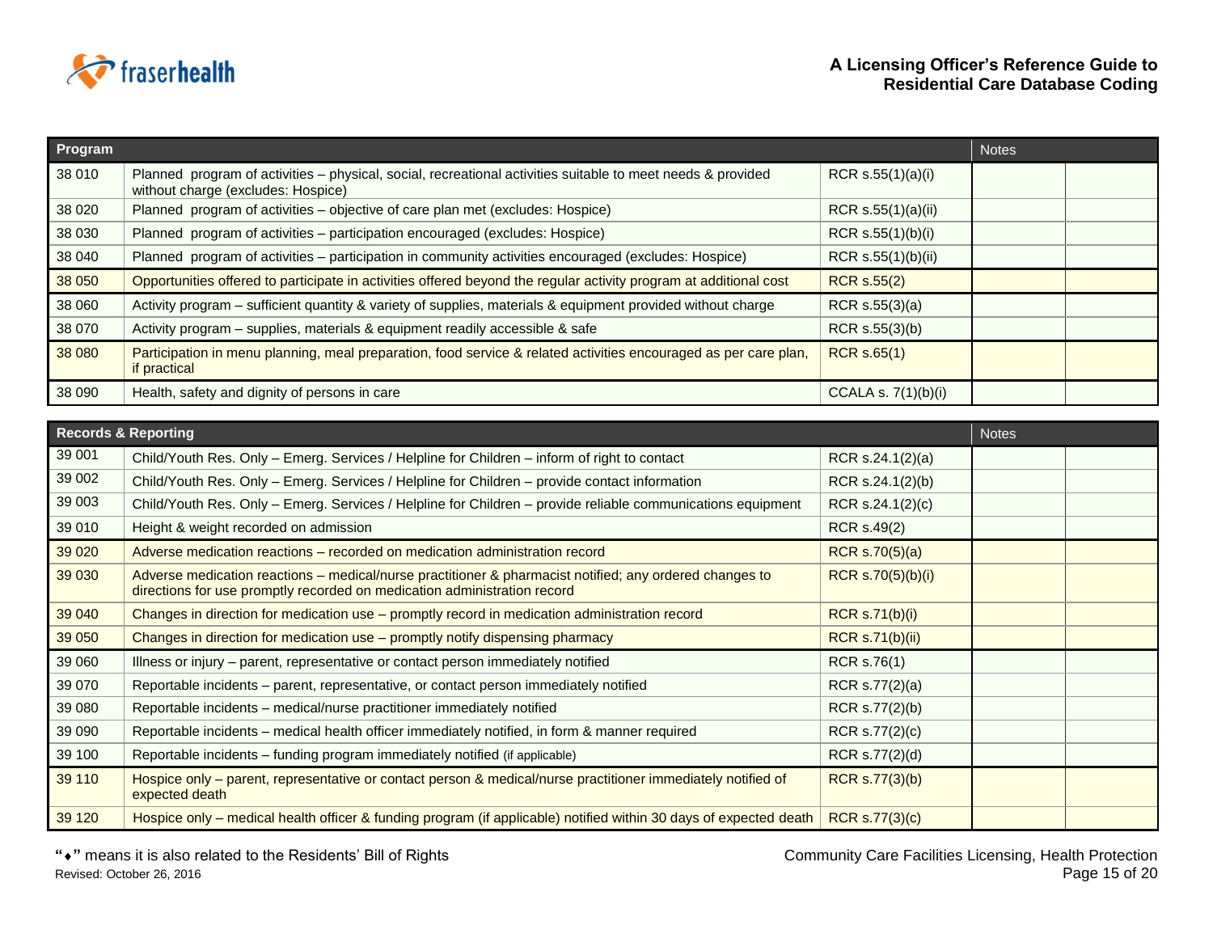| Program | | | Notes | |
|---|---|---|---|---|
| 38 010 | Planned program of activities – physical, social, recreational activities suitable to meet needs & provided without charge (excludes: Hospice) | RCR s.55(1)(a)(i) | | |
| 38 020 | Planned program of activities – objective of care plan met (excludes: Hospice) | RCR s.55(1)(a)(ii) | | |
| 38 030 | Planned program of activities – participation encouraged (excludes: Hospice) | RCR s.55(1)(b)(i) | | |
| 38 040 | Planned program of activities – participation in community activities encouraged (excludes: Hospice) | RCR s.55(1)(b)(ii) | | |
| 38 050 | Opportunities offered to participate in activities offered beyond the regular activity program at additional cost | RCR s.55(2) | | |
| 38 060 | Activity program – sufficient quantity & variety of supplies, materials & equipment provided without charge | RCR s.55(3)(a) | | |
| 38 070 | Activity program – supplies, materials & equipment readily accessible & safe | RCR s.55(3)(b) | | |
| 38 080 | Participation in menu planning, meal preparation, food service & related activities encouraged as per care plan, if practical | RCR s.65(1) | | |
| 38 090 | Health, safety and dignity of persons in care | CCALA s. 7(1)(b)(i) | | |

| Records & Reporting | | | Notes | |
|---|---|---|---|---|
| 39 001 | Child/Youth Res. Only – Emerg. Services / Helpline for Children – inform of right to contact | RCR s.24.1(2)(a) | | |
| 39 002 | Child/Youth Res. Only – Emerg. Services / Helpline for Children – provide contact information | RCR s.24.1(2)(b) | | |
| 39 003 | Child/Youth Res. Only – Emerg. Services / Helpline for Children – provide reliable communications equipment | RCR s.24.1(2)(c) | | |
| 39 010 | Height & weight recorded on admission | RCR s.49(2) | | |
| 39 020 | Adverse medication reactions – recorded on medication administration record | RCR s.70(5)(a) | | |
| 39 030 | Adverse medication reactions – medical/nurse practitioner & pharmacist notified; any ordered changes to directions for use promptly recorded on medication administration record | RCR s.70(5)(b)(i) | | |
| 39 040 | Changes in direction for medication use – promptly record in medication administration record | RCR s.71(b)(i) | | |
| 39 050 | Changes in direction for medication use – promptly notify dispensing pharmacy | RCR s.71(b)(ii) | | |
| 39 060 | Illness or injury – parent, representative or contact person immediately notified | RCR s.76(1) | | |
| 39 070 | Reportable incidents – parent, representative, or contact person immediately notified | RCR s.77(2)(a) | | |
| 39 080 | Reportable incidents – medical/nurse practitioner immediately notified | RCR s.77(2)(b) | | |
| 39 090 | Reportable incidents – medical health officer immediately notified, in form & manner required | RCR s.77(2)(c) | | |
| 39 100 | Reportable incidents – funding program immediately notified (if applicable) | RCR s.77(2)(d) | | |
| 39 110 | Hospice only – parent, representative or contact person & medical/nurse practitioner immediately notified of expected death | RCR s.77(3)(b) | | |
| 39 120 | Hospice only – medical health officer & funding program (if applicable) notified within 30 days of expected death | RCR s.77(3)(c) | | |

"⬥" means it is also related to the Residents' Bill of Rights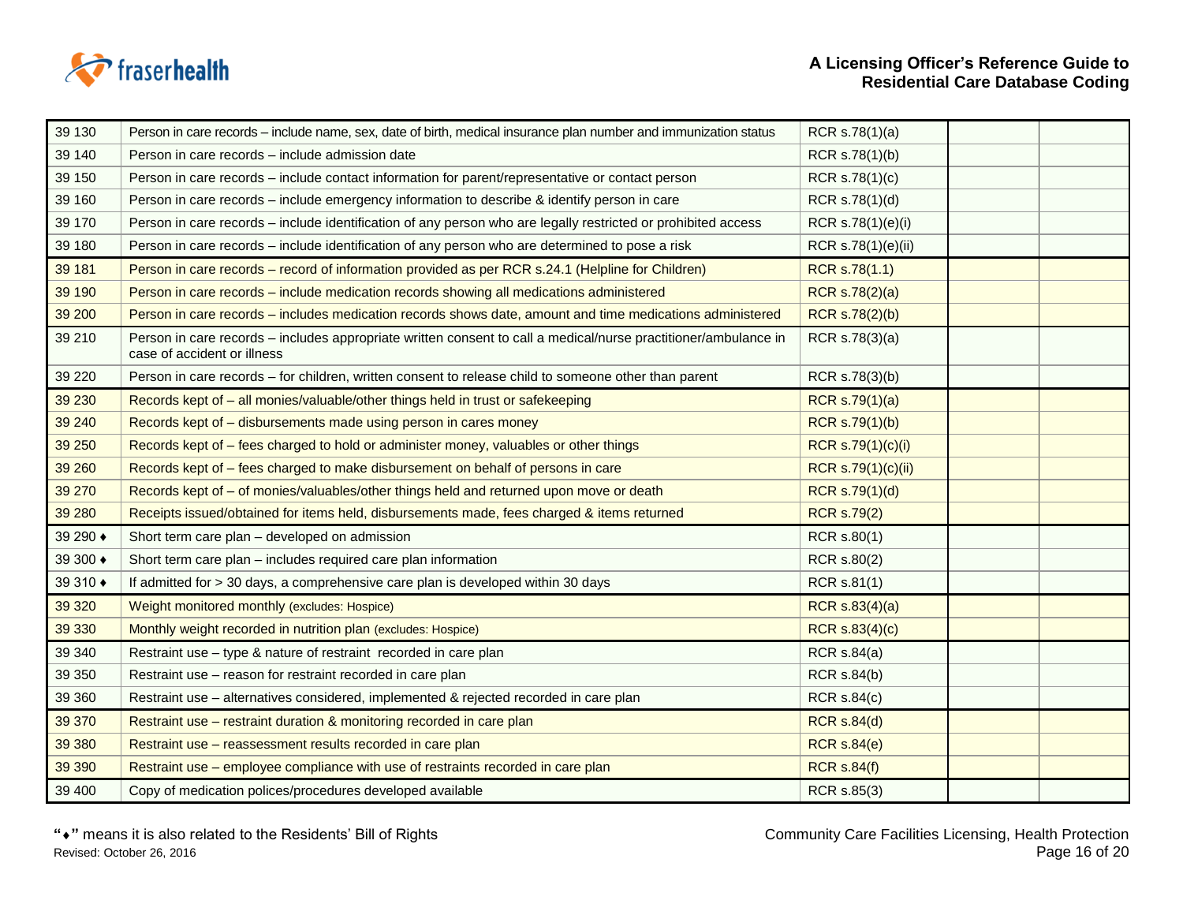| | | | | |
|---|---|---|---|---|
| 39 130 | Person in care records – include name, sex, date of birth, medical insurance plan number and immunization status | RCR s.78(1)(a) | | |
| 39 140 | Person in care records – include admission date | RCR s.78(1)(b) | | |
| 39 150 | Person in care records – include contact information for parent/representative or contact person | RCR s.78(1)(c) | | |
| 39 160 | Person in care records – include emergency information to describe & identify person in care | RCR s.78(1)(d) | | |
| 39 170 | Person in care records – include identification of any person who are legally restricted or prohibited access | RCR s.78(1)(e)(i) | | |
| 39 180 | Person in care records – include identification of any person who are determined to pose a risk | RCR s.78(1)(e)(ii) | | |
| 39 181 | Person in care records – record of information provided as per RCR s.24.1 (Helpline for Children) | RCR s.78(1.1) | | |
| 39 190 | Person in care records – include medication records showing all medications administered | RCR s.78(2)(a) | | |
| 39 200 | Person in care records – includes medication records shows date, amount and time medications administered | RCR s.78(2)(b) | | |
| 39 210 | Person in care records – includes appropriate written consent to call a medical/nurse practitioner/ambulance in case of accident or illness | RCR s.78(3)(a) | | |
| 39 220 | Person in care records – for children, written consent to release child to someone other than parent | RCR s.78(3)(b) | | |
| 39 230 | Records kept of – all monies/valuable/other things held in trust or safekeeping | RCR s.79(1)(a) | | |
| 39 240 | Records kept of – disbursements made using person in cares money | RCR s.79(1)(b) | | |
| 39 250 | Records kept of – fees charged to hold or administer money, valuables or other things | RCR s.79(1)(c)(i) | | |
| 39 260 | Records kept of – fees charged to make disbursement on behalf of persons in care | RCR s.79(1)(c)(ii) | | |
| 39 270 | Records kept of – of monies/valuables/other things held and returned upon move or death | RCR s.79(1)(d) | | |
| 39 280 | Receipts issued/obtained for items held, disbursements made, fees charged & items returned | RCR s.79(2) | | |
| 39 290 ♦ | Short term care plan – developed on admission | RCR s.80(1) | | |
| 39 300 ♦ | Short term care plan – includes required care plan information | RCR s.80(2) | | |
| 39 310 ♦ | If admitted for > 30 days, a comprehensive care plan is developed within 30 days | RCR s.81(1) | | |
| 39 320 | Weight monitored monthly (excludes: Hospice) | RCR s.83(4)(a) | | |
| 39 330 | Monthly weight recorded in nutrition plan (excludes: Hospice) | RCR s.83(4)(c) | | |
| 39 340 | Restraint use – type & nature of restraint recorded in care plan | RCR s.84(a) | | |
| 39 350 | Restraint use – reason for restraint recorded in care plan | RCR s.84(b) | | |
| 39 360 | Restraint use – alternatives considered, implemented & rejected recorded in care plan | RCR s.84(c) | | |
| 39 370 | Restraint use – restraint duration & monitoring recorded in care plan | RCR s.84(d) | | |
| 39 380 | Restraint use – reassessment results recorded in care plan | RCR s.84(e) | | |
| 39 390 | Restraint use – employee compliance with use of restraints recorded in care plan | RCR s.84(f) | | |
| 39 400 | Copy of medication polices/procedures developed available | RCR s.85(3) | | |

"♦" means it is also related to the Residents' Bill of Rights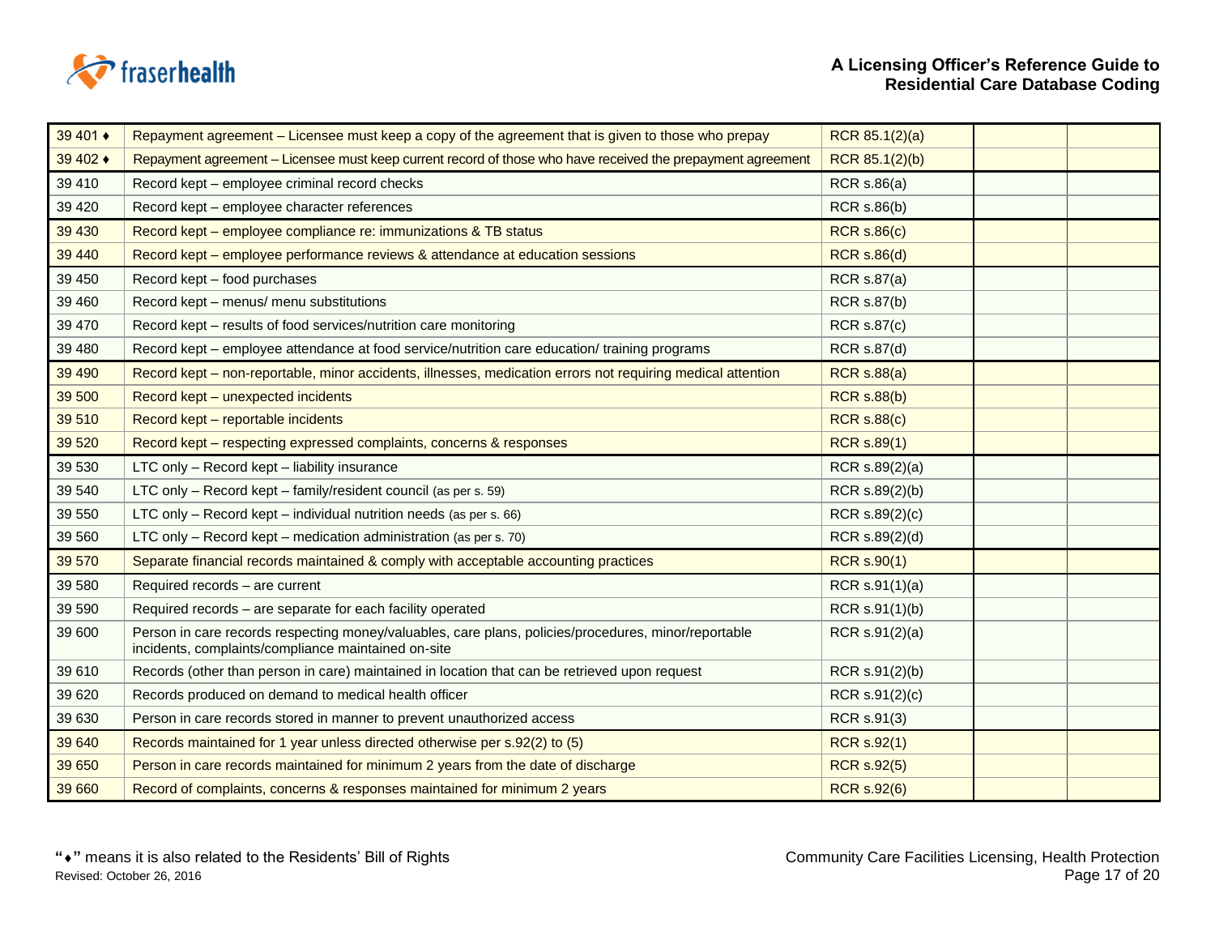| | | | | |
|---|---|---|---|---|
| 39 401 ♦ | Repayment agreement – Licensee must keep a copy of the agreement that is given to those who prepay | RCR 85.1(2)(a) | | |
| 39 402 ♦ | Repayment agreement – Licensee must keep current record of those who have received the prepayment agreement | RCR 85.1(2)(b) | | |
| 39 410 | Record kept – employee criminal record checks | RCR s.86(a) | | |
| 39 420 | Record kept – employee character references | RCR s.86(b) | | |
| 39 430 | Record kept – employee compliance re: immunizations & TB status | RCR s.86(c) | | |
| 39 440 | Record kept – employee performance reviews & attendance at education sessions | RCR s.86(d) | | |
| 39 450 | Record kept – food purchases | RCR s.87(a) | | |
| 39 460 | Record kept – menus/ menu substitutions | RCR s.87(b) | | |
| 39 470 | Record kept – results of food services/nutrition care monitoring | RCR s.87(c) | | |
| 39 480 | Record kept – employee attendance at food service/nutrition care education/ training programs | RCR s.87(d) | | |
| 39 490 | Record kept – non-reportable, minor accidents, illnesses, medication errors not requiring medical attention | RCR s.88(a) | | |
| 39 500 | Record kept – unexpected incidents | RCR s.88(b) | | |
| 39 510 | Record kept – reportable incidents | RCR s.88(c) | | |
| 39 520 | Record kept – respecting expressed complaints, concerns & responses | RCR s.89(1) | | |
| 39 530 | LTC only – Record kept – liability insurance | RCR s.89(2)(a) | | |
| 39 540 | LTC only – Record kept – family/resident council (as per s. 59) | RCR s.89(2)(b) | | |
| 39 550 | LTC only – Record kept – individual nutrition needs (as per s. 66) | RCR s.89(2)(c) | | |
| 39 560 | LTC only – Record kept – medication administration (as per s. 70) | RCR s.89(2)(d) | | |
| 39 570 | Separate financial records maintained & comply with acceptable accounting practices | RCR s.90(1) | | |
| 39 580 | Required records – are current | RCR s.91(1)(a) | | |
| 39 590 | Required records – are separate for each facility operated | RCR s.91(1)(b) | | |
| 39 600 | Person in care records respecting money/valuables, care plans, policies/procedures, minor/reportable incidents, complaints/compliance maintained on-site | RCR s.91(2)(a) | | |
| 39 610 | Records (other than person in care) maintained in location that can be retrieved upon request | RCR s.91(2)(b) | | |
| 39 620 | Records produced on demand to medical health officer | RCR s.91(2)(c) | | |
| 39 630 | Person in care records stored in manner to prevent unauthorized access | RCR s.91(3) | | |
| 39 640 | Records maintained for 1 year unless directed otherwise per s.92(2) to (5) | RCR s.92(1) | | |
| 39 650 | Person in care records maintained for minimum 2 years from the date of discharge | RCR s.92(5) | | |
| 39 660 | Record of complaints, concerns & responses maintained for minimum 2 years | RCR s.92(6) | | |

"♦" means it is also related to the Residents' Bill of Rights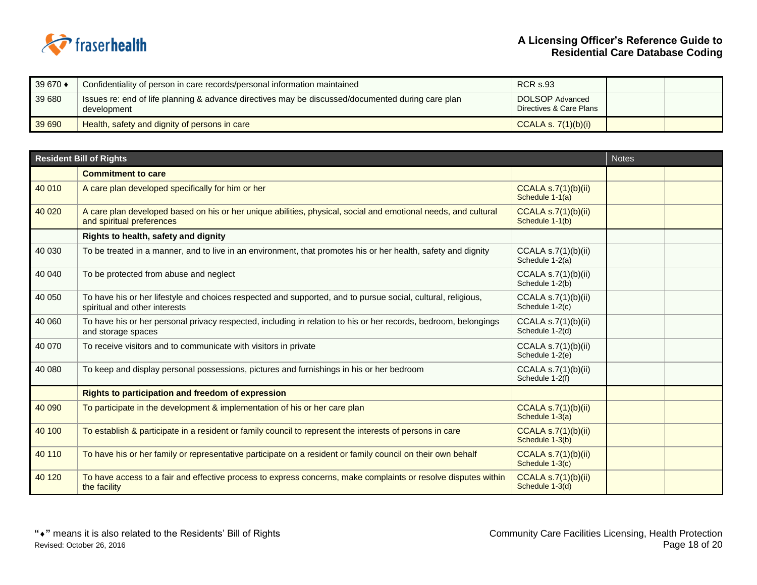| | | | | |
|---|---|---|---|---|
| 39 670 ♦ | Confidentiality of person in care records/personal information maintained | RCR s.93 | | |
| 39 680 | Issues re: end of life planning & advance directives may be discussed/documented during care plan development | DOLSOP Advanced Directives & Care Plans | | |
| 39 690 | Health, safety and dignity of persons in care | CCALA s. 7(1)(b)(i) | | |

| Resident Bill of Rights | | | Notes | |
|---|---|---|---|---|
| | **Commitment to care** | | | |
| 40 010 | A care plan developed specifically for him or her | CCALA s.7(1)(b)(ii) Schedule 1-1(a) | | |
| 40 020 | A care plan developed based on his or her unique abilities, physical, social and emotional needs, and cultural and spiritual preferences | CCALA s.7(1)(b)(ii) Schedule 1-1(b) | | |
| | **Rights to health, safety and dignity** | | | |
| 40 030 | To be treated in a manner, and to live in an environment, that promotes his or her health, safety and dignity | CCALA s.7(1)(b)(ii) Schedule 1-2(a) | | |
| 40 040 | To be protected from abuse and neglect | CCALA s.7(1)(b)(ii) Schedule 1-2(b) | | |
| 40 050 | To have his or her lifestyle and choices respected and supported, and to pursue social, cultural, religious, spiritual and other interests | CCALA s.7(1)(b)(ii) Schedule 1-2(c) | | |
| 40 060 | To have his or her personal privacy respected, including in relation to his or her records, bedroom, belongings and storage spaces | CCALA s.7(1)(b)(ii) Schedule 1-2(d) | | |
| 40 070 | To receive visitors and to communicate with visitors in private | CCALA s.7(1)(b)(ii) Schedule 1-2(e) | | |
| 40 080 | To keep and display personal possessions, pictures and furnishings in his or her bedroom | CCALA s.7(1)(b)(ii) Schedule 1-2(f) | | |
| | **Rights to participation and freedom of expression** | | | |
| 40 090 | To participate in the development & implementation of his or her care plan | CCALA s.7(1)(b)(ii) Schedule 1-3(a) | | |
| 40 100 | To establish & participate in a resident or family council to represent the interests of persons in care | CCALA s.7(1)(b)(ii) Schedule 1-3(b) | | |
| 40 110 | To have his or her family or representative participate on a resident or family council on their own behalf | CCALA s.7(1)(b)(ii) Schedule 1-3(c) | | |
| 40 120 | To have access to a fair and effective process to express concerns, make complaints or resolve disputes within the facility | CCALA s.7(1)(b)(ii) Schedule 1-3(d) | | |

"♦" means it is also related to the Residents' Bill of Rights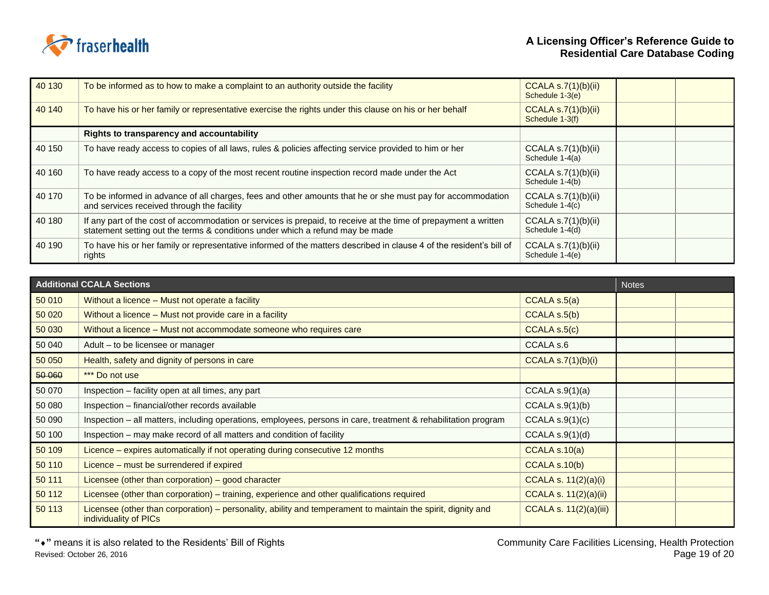| | | | | |
|---|---|---|---|---|
| 40 130 | To be informed as to how to make a complaint to an authority outside the facility | CCALA s.7(1)(b)(ii) Schedule 1-3(e) | | |
| 40 140 | To have his or her family or representative exercise the rights under this clause on his or her behalf | CCALA s.7(1)(b)(ii) Schedule 1-3(f) | | |
| | **Rights to transparency and accountability** | | | |
| 40 150 | To have ready access to copies of all laws, rules & policies affecting service provided to him or her | CCALA s.7(1)(b)(ii) Schedule 1-4(a) | | |
| 40 160 | To have ready access to a copy of the most recent routine inspection record made under the Act | CCALA s.7(1)(b)(ii) Schedule 1-4(b) | | |
| 40 170 | To be informed in advance of all charges, fees and other amounts that he or she must pay for accommodation and services received through the facility | CCALA s.7(1)(b)(ii) Schedule 1-4(c) | | |
| 40 180 | If any part of the cost of accommodation or services is prepaid, to receive at the time of prepayment a written statement setting out the terms & conditions under which a refund may be made | CCALA s.7(1)(b)(ii) Schedule 1-4(d) | | |
| 40 190 | To have his or her family or representative informed of the matters described in clause 4 of the resident's bill of rights | CCALA s.7(1)(b)(ii) Schedule 1-4(e) | | |

| Additional CCALA Sections | | | Notes | |
|---|---|---|---|---|
| 50 010 | Without a licence – Must not operate a facility | CCALA s.5(a) | | |
| 50 020 | Without a licence – Must not provide care in a facility | CCALA s.5(b) | | |
| 50 030 | Without a licence – Must not accommodate someone who requires care | CCALA s.5(c) | | |
| 50 040 | Adult – to be licensee or manager | CCALA s.6 | | |
| 50 050 | Health, safety and dignity of persons in care | CCALA s.7(1)(b)(i) | | |
| ~~50 060~~ | *** Do not use | | | |
| 50 070 | Inspection – facility open at all times, any part | CCALA s.9(1)(a) | | |
| 50 080 | Inspection – financial/other records available | CCALA s.9(1)(b) | | |
| 50 090 | Inspection – all matters, including operations, employees, persons in care, treatment & rehabilitation program | CCALA s.9(1)(c) | | |
| 50 100 | Inspection – may make record of all matters and condition of facility | CCALA s.9(1)(d) | | |
| 50 109 | Licence – expires automatically if not operating during consecutive 12 months | CCALA s.10(a) | | |
| 50 110 | Licence – must be surrendered if expired | CCALA s.10(b) | | |
| 50 111 | Licensee (other than corporation) – good character | CCALA s. 11(2)(a)(i) | | |
| 50 112 | Licensee (other than corporation) – training, experience and other qualifications required | CCALA s. 11(2)(a)(ii) | | |
| 50 113 | Licensee (other than corporation) – personality, ability and temperament to maintain the spirit, dignity and individuality of PICs | CCALA s. 11(2)(a)(iii) | | |

"⬥" means it is also related to the Residents' Bill of Rights

Revised: October 26, 2016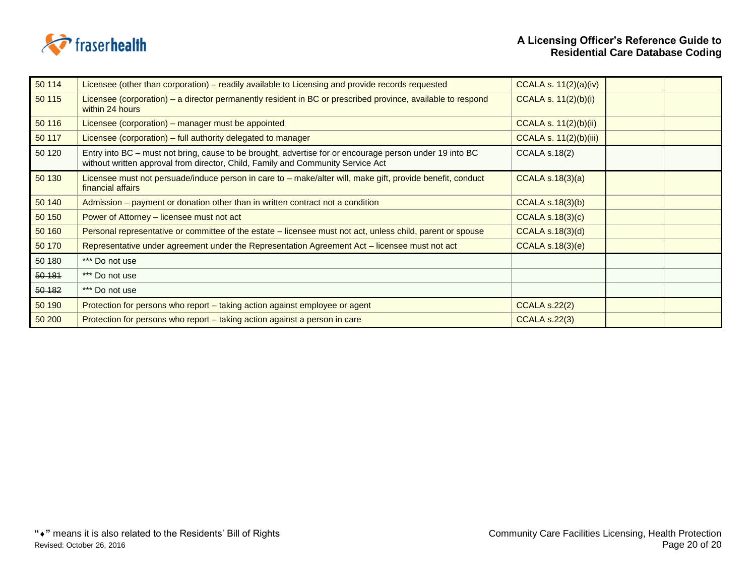| | | | | |
|---|---|---|---|---|
| 50 114 | Licensee (other than corporation) – readily available to Licensing and provide records requested | CCALA s. 11(2)(a)(iv) | | |
| 50 115 | Licensee (corporation) – a director permanently resident in BC or prescribed province, available to respond within 24 hours | CCALA s. 11(2)(b)(i) | | |
| 50 116 | Licensee (corporation) – manager must be appointed | CCALA s. 11(2)(b)(ii) | | |
| 50 117 | Licensee (corporation) – full authority delegated to manager | CCALA s. 11(2)(b)(iii) | | |
| 50 120 | Entry into BC – must not bring, cause to be brought, advertise for or encourage person under 19 into BC without written approval from director, Child, Family and Community Service Act | CCALA s.18(2) | | |
| 50 130 | Licensee must not persuade/induce person in care to – make/alter will, make gift, provide benefit, conduct financial affairs | CCALA s.18(3)(a) | | |
| 50 140 | Admission – payment or donation other than in written contract not a condition | CCALA s.18(3)(b) | | |
| 50 150 | Power of Attorney – licensee must not act | CCALA s.18(3)(c) | | |
| 50 160 | Personal representative or committee of the estate – licensee must not act, unless child, parent or spouse | CCALA s.18(3)(d) | | |
| 50 170 | Representative under agreement under the Representation Agreement Act – licensee must not act | CCALA s.18(3)(e) | | |
| ~~50 180~~ | *** Do not use | | | |
| ~~50 181~~ | *** Do not use | | | |
| ~~50 182~~ | *** Do not use | | | |
| 50 190 | Protection for persons who report – taking action against employee or agent | CCALA s.22(2) | | |
| 50 200 | Protection for persons who report – taking action against a person in care | CCALA s.22(3) | | |

"⬥" means it is also related to the Residents' Bill of Rights

Revised: October 26, 2016